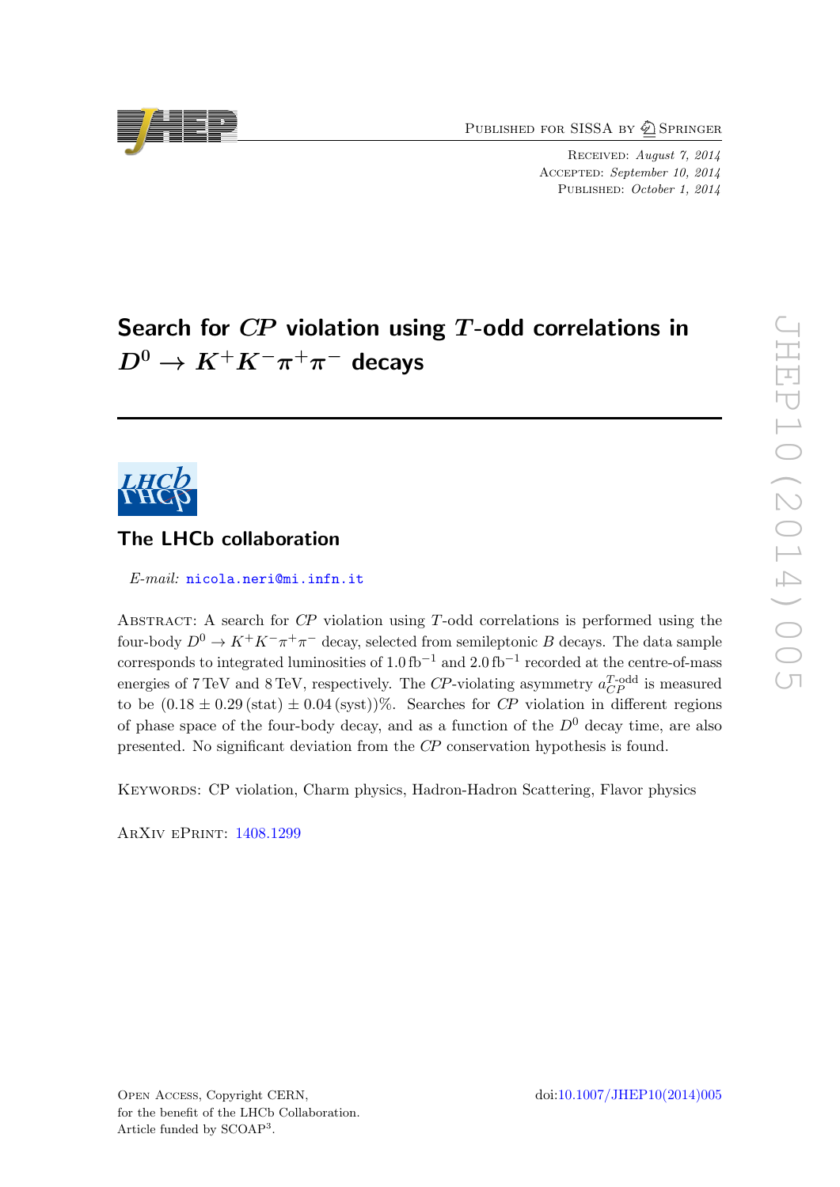Published for SISSA by Springer

Received: *August 7, 2014*
Accepted: *September 10, 2014*
Published: *October 1, 2014*

# Search for $CP$ violation using $T$-odd correlations in $D^0 \to K^+K^-\pi^+\pi^-$ decays

## The LHCb collaboration

*E-mail:* nicola.neri@mi.infn.it

Abstract: A search for $CP$ violation using $T$-odd correlations is performed using the four-body $D^0 \to K^+K^-\pi^+\pi^-$ decay, selected from semileptonic $B$ decays. The data sample corresponds to integrated luminosities of $1.0\,\text{fb}^{-1}$ and $2.0\,\text{fb}^{-1}$ recorded at the centre-of-mass energies of 7 TeV and 8 TeV, respectively. The $CP$-violating asymmetry $a_{CP}^{T\text{-odd}}$ is measured to be $(0.18 \pm 0.29\,(\text{stat}) \pm 0.04\,(\text{syst}))\%$. Searches for $CP$ violation in different regions of phase space of the four-body decay, and as a function of the $D^0$ decay time, are also presented. No significant deviation from the $CP$ conservation hypothesis is found.

Keywords: CP violation, Charm physics, Hadron-Hadron Scattering, Flavor physics

ArXiv ePrint: 1408.1299

Open Access, Copyright CERN,
for the benefit of the LHCb Collaboration.
Article funded by SCOAP[3].

doi:10.1007/JHEP10(2014)005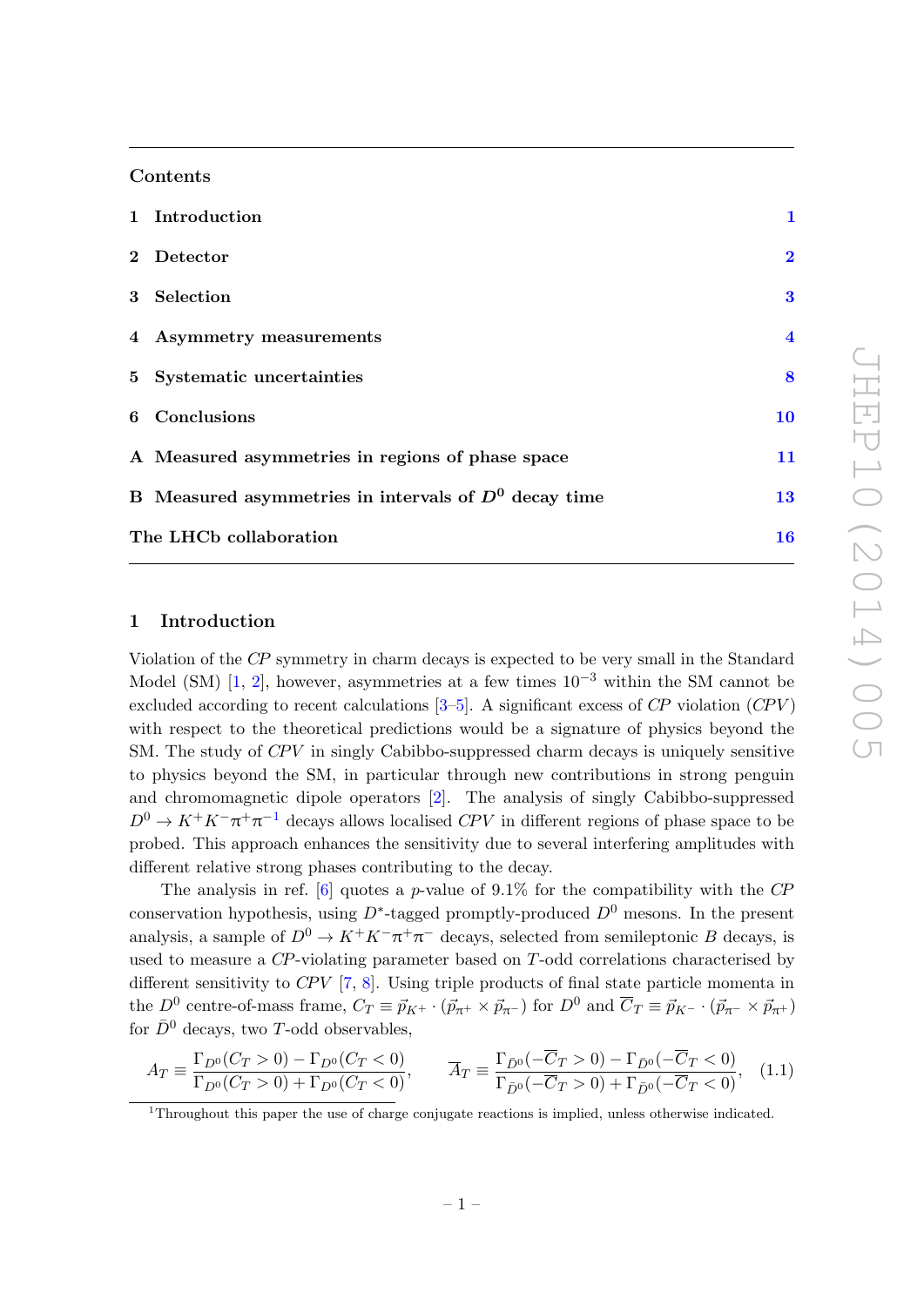## Contents

| | |
|---|---|
| 1 Introduction | 1 |
| 2 Detector | 2 |
| 3 Selection | 3 |
| 4 Asymmetry measurements | 4 |
| 5 Systematic uncertainties | 8 |
| 6 Conclusions | 10 |
| A Measured asymmetries in regions of phase space | 11 |
| B Measured asymmetries in intervals of $D^0$ decay time | 13 |
| The LHCb collaboration | 16 |

## 1 Introduction

Violation of the *CP* symmetry in charm decays is expected to be very small in the Standard Model (SM) [1, 2], however, asymmetries at a few times $10^{-3}$ within the SM cannot be excluded according to recent calculations [3–5]. A significant excess of *CP* violation (*CPV*) with respect to the theoretical predictions would be a signature of physics beyond the SM. The study of *CPV* in singly Cabibbo-suppressed charm decays is uniquely sensitive to physics beyond the SM, in particular through new contributions in strong penguin and chromomagnetic dipole operators [2]. The analysis of singly Cabibbo-suppressed $D^0 \to K^+K^-\pi^+\pi^-$[1] decays allows localised *CPV* in different regions of phase space to be probed. This approach enhances the sensitivity due to several interfering amplitudes with different relative strong phases contributing to the decay.

The analysis in ref. [6] quotes a $p$-value of 9.1% for the compatibility with the *CP* conservation hypothesis, using $D^*$-tagged promptly-produced $D^0$ mesons. In the present analysis, a sample of $D^0 \to K^+K^-\pi^+\pi^-$ decays, selected from semileptonic $B$ decays, is used to measure a *CP*-violating parameter based on $T$-odd correlations characterised by different sensitivity to *CPV* [7, 8]. Using triple products of final state particle momenta in the $D^0$ centre-of-mass frame, $C_T \equiv \vec{p}_{K^+} \cdot (\vec{p}_{\pi^+} \times \vec{p}_{\pi^-})$ for $D^0$ and $\overline{C}_T \equiv \vec{p}_{K^-} \cdot (\vec{p}_{\pi^-} \times \vec{p}_{\pi^+})$ for $\bar{D}^0$ decays, two $T$-odd observables,

$$A_T \equiv \frac{\Gamma_{D^0}(C_T > 0) - \Gamma_{D^0}(C_T < 0)}{\Gamma_{D^0}(C_T > 0) + \Gamma_{D^0}(C_T < 0)}, \qquad \overline{A}_T \equiv \frac{\Gamma_{\bar{D}^0}(-\overline{C}_T > 0) - \Gamma_{\bar{D}^0}(-\overline{C}_T < 0)}{\Gamma_{\bar{D}^0}(-\overline{C}_T > 0) + \Gamma_{\bar{D}^0}(-\overline{C}_T < 0)}, \tag{1.1}$$

[1] Throughout this paper the use of charge conjugate reactions is implied, unless otherwise indicated.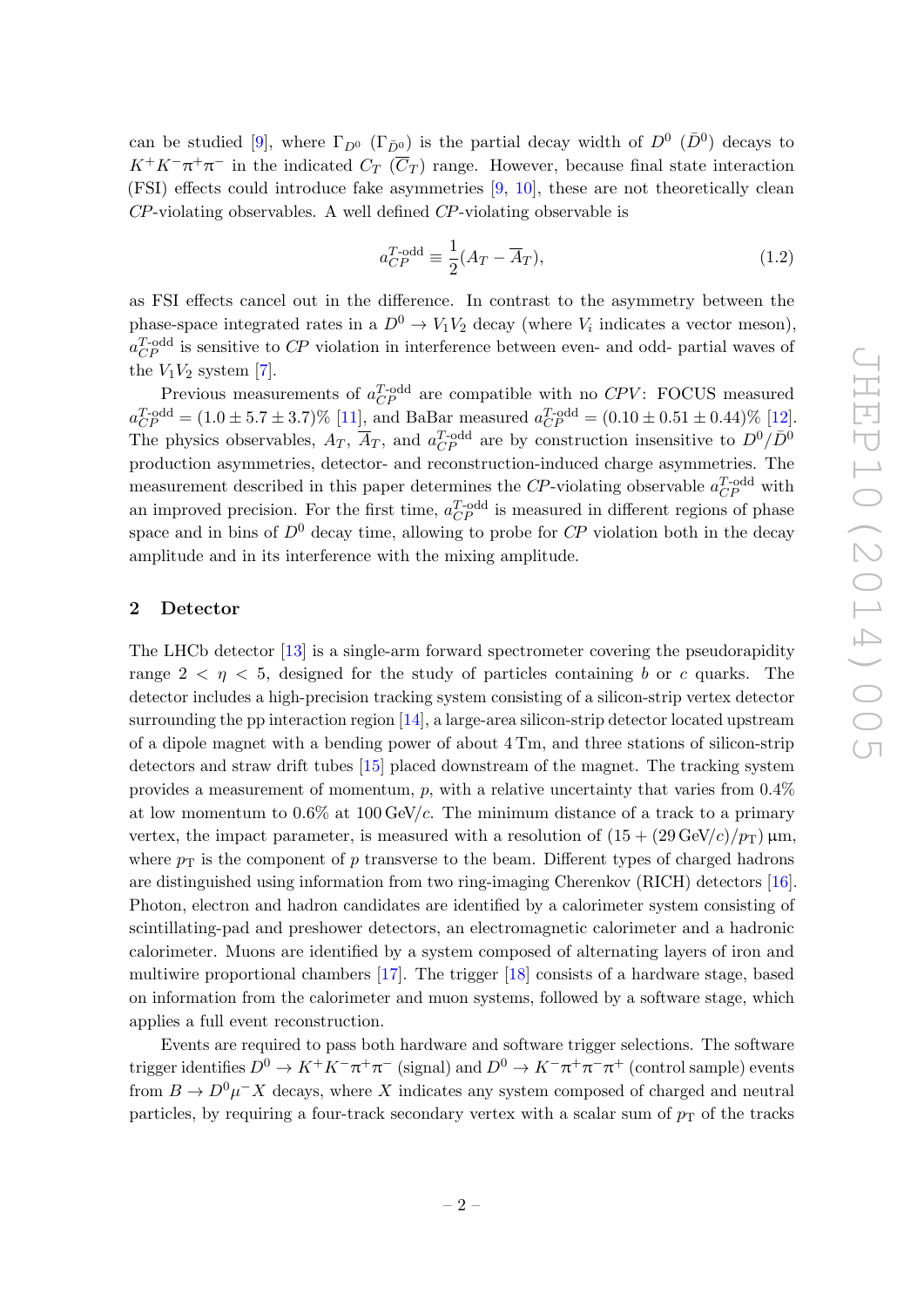can be studied [9], where $\Gamma_{D^0}$ ($\Gamma_{\bar{D}^0}$) is the partial decay width of $D^0$ ($\bar{D}^0$) decays to $K^+K^-\pi^+\pi^-$ in the indicated $C_T$ ($\overline{C}_T$) range. However, because final state interaction (FSI) effects could introduce fake asymmetries [9, 10], these are not theoretically clean $CP$-violating observables. A well defined $CP$-violating observable is

$$a_{CP}^{T\text{-odd}} \equiv \frac{1}{2}(A_T - \overline{A}_T), \tag{1.2}$$

as FSI effects cancel out in the difference. In contrast to the asymmetry between the phase-space integrated rates in a $D^0 \to V_1 V_2$ decay (where $V_i$ indicates a vector meson), $a_{CP}^{T\text{-odd}}$ is sensitive to $CP$ violation in interference between even- and odd- partial waves of the $V_1 V_2$ system [7].

Previous measurements of $a_{CP}^{T\text{-odd}}$ are compatible with no $CPV$: FOCUS measured $a_{CP}^{T\text{-odd}} = (1.0 \pm 5.7 \pm 3.7)\%$ [11], and BaBar measured $a_{CP}^{T\text{-odd}} = (0.10 \pm 0.51 \pm 0.44)\%$ [12]. The physics observables, $A_T$, $\overline{A}_T$, and $a_{CP}^{T\text{-odd}}$ are by construction insensitive to $D^0/\bar{D}^0$ production asymmetries, detector- and reconstruction-induced charge asymmetries. The measurement described in this paper determines the $CP$-violating observable $a_{CP}^{T\text{-odd}}$ with an improved precision. For the first time, $a_{CP}^{T\text{-odd}}$ is measured in different regions of phase space and in bins of $D^0$ decay time, allowing to probe for $CP$ violation both in the decay amplitude and in its interference with the mixing amplitude.

## 2 Detector

The LHCb detector [13] is a single-arm forward spectrometer covering the pseudorapidity range $2 < \eta < 5$, designed for the study of particles containing $b$ or $c$ quarks. The detector includes a high-precision tracking system consisting of a silicon-strip vertex detector surrounding the pp interaction region [14], a large-area silicon-strip detector located upstream of a dipole magnet with a bending power of about 4 Tm, and three stations of silicon-strip detectors and straw drift tubes [15] placed downstream of the magnet. The tracking system provides a measurement of momentum, $p$, with a relative uncertainty that varies from 0.4% at low momentum to 0.6% at 100 GeV/$c$. The minimum distance of a track to a primary vertex, the impact parameter, is measured with a resolution of $(15 + (29\,\text{GeV}/c)/p_{\text{T}})\,\mu\text{m}$, where $p_{\text{T}}$ is the component of $p$ transverse to the beam. Different types of charged hadrons are distinguished using information from two ring-imaging Cherenkov (RICH) detectors [16]. Photon, electron and hadron candidates are identified by a calorimeter system consisting of scintillating-pad and preshower detectors, an electromagnetic calorimeter and a hadronic calorimeter. Muons are identified by a system composed of alternating layers of iron and multiwire proportional chambers [17]. The trigger [18] consists of a hardware stage, based on information from the calorimeter and muon systems, followed by a software stage, which applies a full event reconstruction.

Events are required to pass both hardware and software trigger selections. The software trigger identifies $D^0 \to K^+K^-\pi^+\pi^-$ (signal) and $D^0 \to K^-\pi^+\pi^-\pi^+$ (control sample) events from $B \to D^0\mu^- X$ decays, where $X$ indicates any system composed of charged and neutral particles, by requiring a four-track secondary vertex with a scalar sum of $p_{\text{T}}$ of the tracks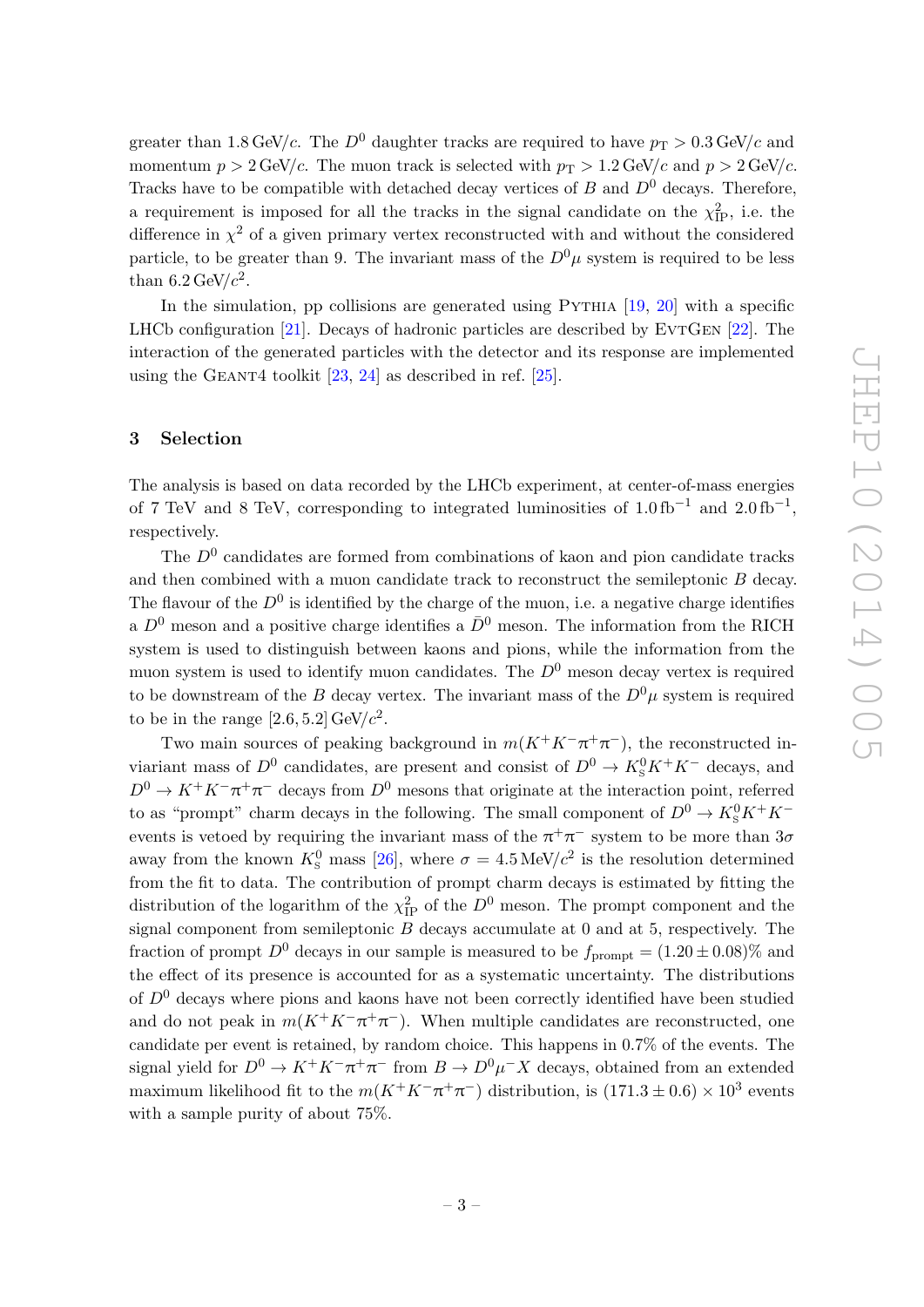greater than 1.8 GeV/$c$. The $D^0$ daughter tracks are required to have $p_{\mathrm{T}} > 0.3\,\mathrm{GeV}/c$ and momentum $p > 2\,\mathrm{GeV}/c$. The muon track is selected with $p_{\mathrm{T}} > 1.2\,\mathrm{GeV}/c$ and $p > 2\,\mathrm{GeV}/c$. Tracks have to be compatible with detached decay vertices of $B$ and $D^0$ decays. Therefore, a requirement is imposed for all the tracks in the signal candidate on the $\chi^2_{\mathrm{IP}}$, i.e. the difference in $\chi^2$ of a given primary vertex reconstructed with and without the considered particle, to be greater than 9. The invariant mass of the $D^0\mu$ system is required to be less than $6.2\,\mathrm{GeV}/c^2$.

In the simulation, pp collisions are generated using Pythia [19, 20] with a specific LHCb configuration [21]. Decays of hadronic particles are described by EvtGen [22]. The interaction of the generated particles with the detector and its response are implemented using the Geant4 toolkit [23, 24] as described in ref. [25].

## 3 Selection

The analysis is based on data recorded by the LHCb experiment, at center-of-mass energies of 7 TeV and 8 TeV, corresponding to integrated luminosities of $1.0\,\mathrm{fb}^{-1}$ and $2.0\,\mathrm{fb}^{-1}$, respectively.

The $D^0$ candidates are formed from combinations of kaon and pion candidate tracks and then combined with a muon candidate track to reconstruct the semileptonic $B$ decay. The flavour of the $D^0$ is identified by the charge of the muon, i.e. a negative charge identifies a $D^0$ meson and a positive charge identifies a $\bar{D}^0$ meson. The information from the RICH system is used to distinguish between kaons and pions, while the information from the muon system is used to identify muon candidates. The $D^0$ meson decay vertex is required to be downstream of the $B$ decay vertex. The invariant mass of the $D^0\mu$ system is required to be in the range $[2.6, 5.2]\,\mathrm{GeV}/c^2$.

Two main sources of peaking background in $m(K^+K^-\pi^+\pi^-)$, the reconstructed invariant mass of $D^0$ candidates, are present and consist of $D^0 \to K^0_{\mathrm{S}} K^+K^-$ decays, and $D^0 \to K^+K^-\pi^+\pi^-$ decays from $D^0$ mesons that originate at the interaction point, referred to as "prompt" charm decays in the following. The small component of $D^0 \to K^0_{\mathrm{S}} K^+K^-$ events is vetoed by requiring the invariant mass of the $\pi^+\pi^-$ system to be more than $3\sigma$ away from the known $K^0_{\mathrm{S}}$ mass [26], where $\sigma = 4.5\,\mathrm{MeV}/c^2$ is the resolution determined from the fit to data. The contribution of prompt charm decays is estimated by fitting the distribution of the logarithm of the $\chi^2_{\mathrm{IP}}$ of the $D^0$ meson. The prompt component and the signal component from semileptonic $B$ decays accumulate at 0 and at 5, respectively. The fraction of prompt $D^0$ decays in our sample is measured to be $f_{\mathrm{prompt}} = (1.20 \pm 0.08)\%$ and the effect of its presence is accounted for as a systematic uncertainty. The distributions of $D^0$ decays where pions and kaons have not been correctly identified have been studied and do not peak in $m(K^+K^-\pi^+\pi^-)$. When multiple candidates are reconstructed, one candidate per event is retained, by random choice. This happens in 0.7% of the events. The signal yield for $D^0 \to K^+K^-\pi^+\pi^-$ from $B \to D^0\mu^-X$ decays, obtained from an extended maximum likelihood fit to the $m(K^+K^-\pi^+\pi^-)$ distribution, is $(171.3 \pm 0.6) \times 10^3$ events with a sample purity of about 75%.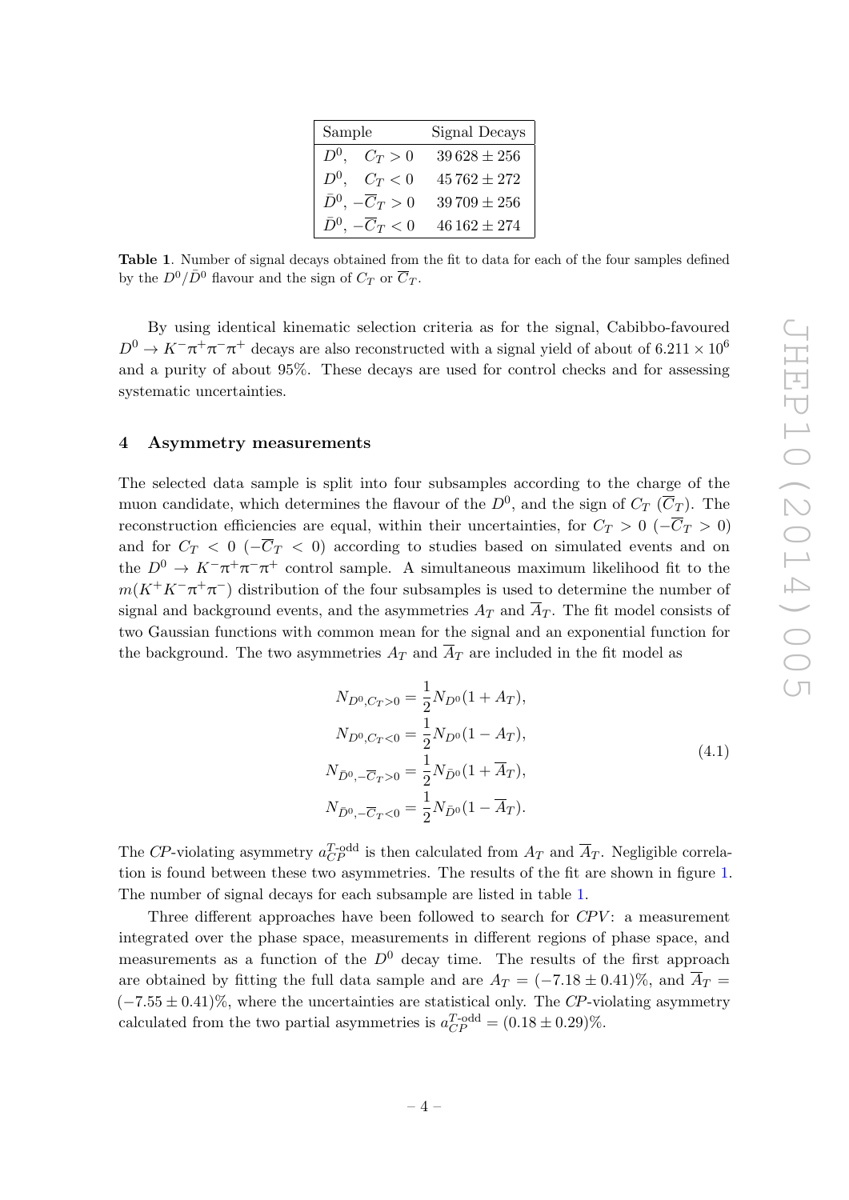| Sample | Signal Decays |
|---|---|
| $D^0$, $C_T > 0$ | $39\,628 \pm 256$ |
| $D^0$, $C_T < 0$ | $45\,762 \pm 272$ |
| $\bar{D}^0$, $-\overline{C}_T > 0$ | $39\,709 \pm 256$ |
| $\bar{D}^0$, $-\overline{C}_T < 0$ | $46\,162 \pm 274$ |

**Table 1**. Number of signal decays obtained from the fit to data for each of the four samples defined by the $D^0/\bar{D}^0$ flavour and the sign of $C_T$ or $\overline{C}_T$.

By using identical kinematic selection criteria as for the signal, Cabibbo-favoured $D^0 \to K^-\pi^+\pi^-\pi^+$ decays are also reconstructed with a signal yield of about of $6.211 \times 10^6$ and a purity of about 95%. These decays are used for control checks and for assessing systematic uncertainties.

## 4 Asymmetry measurements

The selected data sample is split into four subsamples according to the charge of the muon candidate, which determines the flavour of the $D^0$, and the sign of $C_T$ ($\overline{C}_T$). The reconstruction efficiencies are equal, within their uncertainties, for $C_T > 0$ ($-\overline{C}_T > 0$) and for $C_T < 0$ ($-\overline{C}_T < 0$) according to studies based on simulated events and on the $D^0 \to K^-\pi^+\pi^-\pi^+$ control sample. A simultaneous maximum likelihood fit to the $m(K^+K^-\pi^+\pi^-)$ distribution of the four subsamples is used to determine the number of signal and background events, and the asymmetries $A_T$ and $\overline{A}_T$. The fit model consists of two Gaussian functions with common mean for the signal and an exponential function for the background. The two asymmetries $A_T$ and $\overline{A}_T$ are included in the fit model as

$$
\begin{aligned}
N_{D^0, C_T>0} &= \frac{1}{2} N_{D^0}(1 + A_T), \\
N_{D^0, C_T<0} &= \frac{1}{2} N_{D^0}(1 - A_T), \\
N_{\bar{D}^0, -\overline{C}_T>0} &= \frac{1}{2} N_{\bar{D}^0}(1 + \overline{A}_T), \\
N_{\bar{D}^0, -\overline{C}_T<0} &= \frac{1}{2} N_{\bar{D}^0}(1 - \overline{A}_T).
\end{aligned}
\tag{4.1}
$$

The *CP*-violating asymmetry $a_{CP}^{T\text{-odd}}$ is then calculated from $A_T$ and $\overline{A}_T$. Negligible correlation is found between these two asymmetries. The results of the fit are shown in figure 1. The number of signal decays for each subsample are listed in table 1.

Three different approaches have been followed to search for *CPV*: a measurement integrated over the phase space, measurements in different regions of phase space, and measurements as a function of the $D^0$ decay time. The results of the first approach are obtained by fitting the full data sample and are $A_T = (-7.18 \pm 0.41)\%$, and $\overline{A}_T = (-7.55 \pm 0.41)\%$, where the uncertainties are statistical only. The *CP*-violating asymmetry calculated from the two partial asymmetries is $a_{CP}^{T\text{-odd}} = (0.18 \pm 0.29)\%$.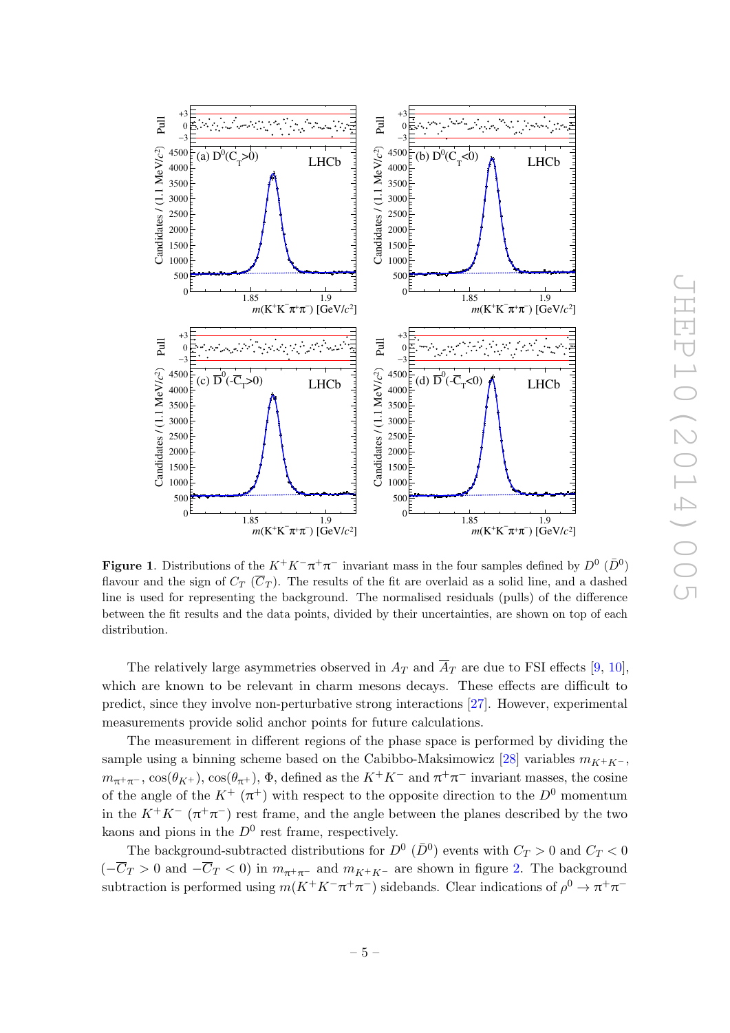**Figure 1**. Distributions of the $K^+K^-\pi^+\pi^-$ invariant mass in the four samples defined by $D^0$ ($\bar{D}^0$) flavour and the sign of $C_T$ ($\overline{C}_T$). The results of the fit are overlaid as a solid line, and a dashed line is used for representing the background. The normalised residuals (pulls) of the difference between the fit results and the data points, divided by their uncertainties, are shown on top of each distribution.

The relatively large asymmetries observed in $A_T$ and $\overline{A}_T$ are due to FSI effects [9, 10], which are known to be relevant in charm mesons decays. These effects are difficult to predict, since they involve non-perturbative strong interactions [27]. However, experimental measurements provide solid anchor points for future calculations.

The measurement in different regions of the phase space is performed by dividing the sample using a binning scheme based on the Cabibbo-Maksimowicz [28] variables $m_{K^+K^-}$, $m_{\pi^+\pi^-}$, $\cos(\theta_{K^+})$, $\cos(\theta_{\pi^+})$, $\Phi$, defined as the $K^+K^-$ and $\pi^+\pi^-$ invariant masses, the cosine of the angle of the $K^+$ ($\pi^+$) with respect to the opposite direction to the $D^0$ momentum in the $K^+K^-$ ($\pi^+\pi^-$) rest frame, and the angle between the planes described by the two kaons and pions in the $D^0$ rest frame, respectively.

The background-subtracted distributions for $D^0$ ($\bar{D}^0$) events with $C_T > 0$ and $C_T < 0$ ($-\overline{C}_T > 0$ and $-\overline{C}_T < 0$) in $m_{\pi^+\pi^-}$ and $m_{K^+K^-}$ are shown in figure 2. The background subtraction is performed using $m(K^+K^-\pi^+\pi^-)$ sidebands. Clear indications of $\rho^0 \to \pi^+\pi^-$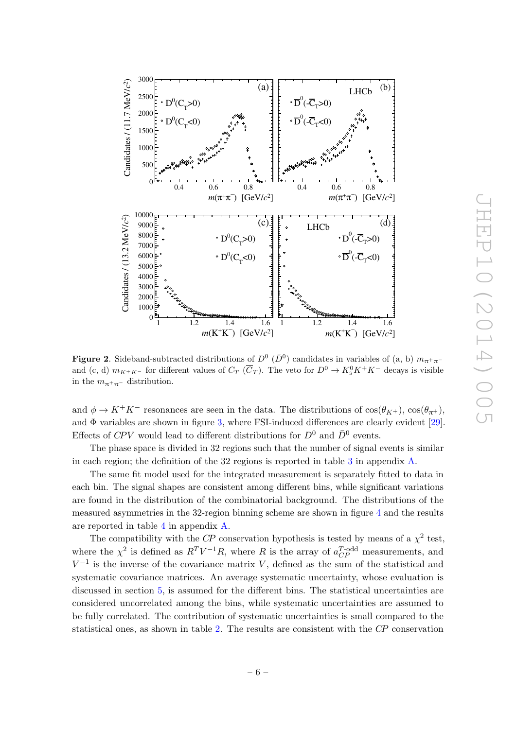**Figure 2**. Sideband-subtracted distributions of $D^0$ ($\bar{D}^0$) candidates in variables of (a, b) $m_{\pi^+\pi^-}$ and (c, d) $m_{K^+K^-}$ for different values of $C_T$ ($\overline{C}_T$). The veto for $D^0 \to K^0_S K^+K^-$ decays is visible in the $m_{\pi^+\pi^-}$ distribution.

and $\phi \to K^+K^-$ resonances are seen in the data. The distributions of $\cos(\theta_{K^+})$, $\cos(\theta_{\pi^+})$, and $\Phi$ variables are shown in figure 3, where FSI-induced differences are clearly evident [29]. Effects of *CPV* would lead to different distributions for $D^0$ and $\bar{D}^0$ events.

The phase space is divided in 32 regions such that the number of signal events is similar in each region; the definition of the 32 regions is reported in table 3 in appendix A.

The same fit model used for the integrated measurement is separately fitted to data in each bin. The signal shapes are consistent among different bins, while significant variations are found in the distribution of the combinatorial background. The distributions of the measured asymmetries in the 32-region binning scheme are shown in figure 4 and the results are reported in table 4 in appendix A.

The compatibility with the *CP* conservation hypothesis is tested by means of a $\chi^2$ test, where the $\chi^2$ is defined as $R^T V^{-1} R$, where $R$ is the array of $a_{CP}^{T\text{-odd}}$ measurements, and $V^{-1}$ is the inverse of the covariance matrix $V$, defined as the sum of the statistical and systematic covariance matrices. An average systematic uncertainty, whose evaluation is discussed in section 5, is assumed for the different bins. The statistical uncertainties are considered uncorrelated among the bins, while systematic uncertainties are assumed to be fully correlated. The contribution of systematic uncertainties is small compared to the statistical ones, as shown in table 2. The results are consistent with the *CP* conservation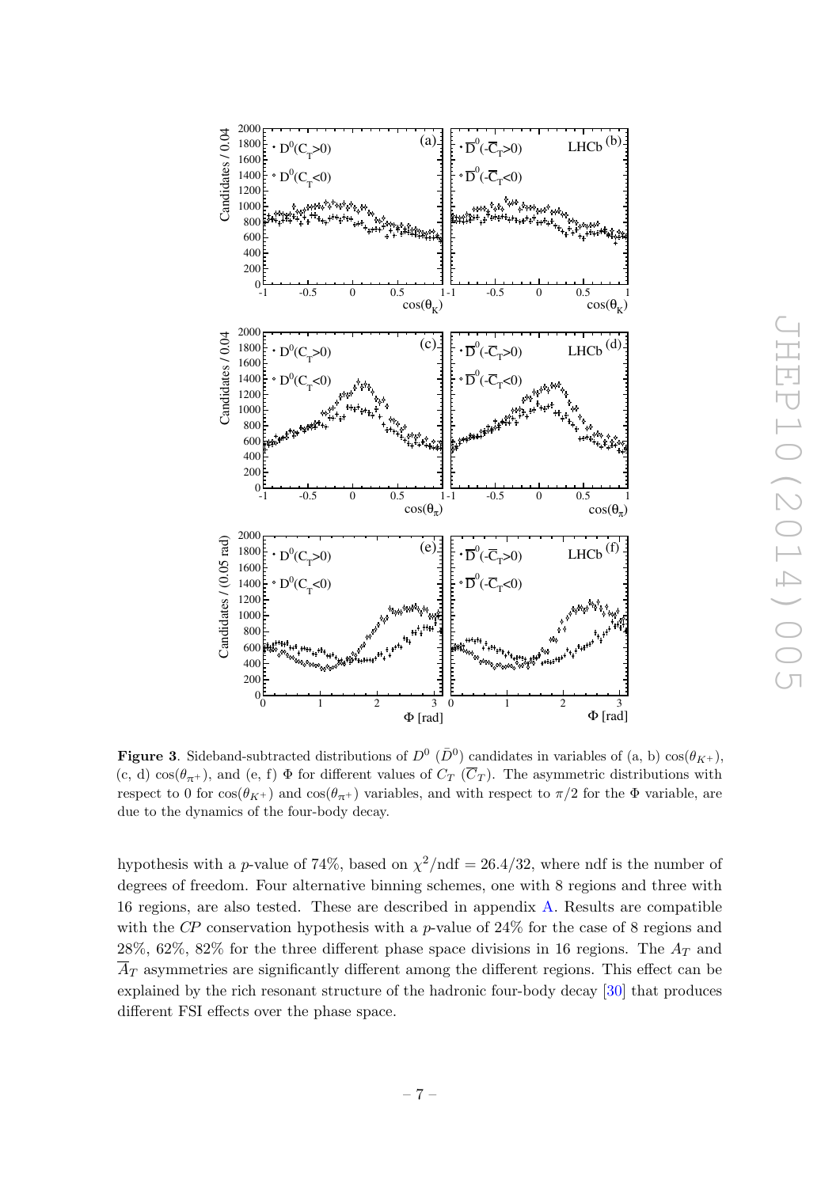**Figure 3**. Sideband-subtracted distributions of $D^0$ ($\bar{D}^0$) candidates in variables of (a, b) $\cos(\theta_{K^+})$, (c, d) $\cos(\theta_{\pi^+})$, and (e, f) $\Phi$ for different values of $C_T$ ($\overline{C}_T$). The asymmetric distributions with respect to 0 for $\cos(\theta_{K^+})$ and $\cos(\theta_{\pi^+})$ variables, and with respect to $\pi/2$ for the $\Phi$ variable, are due to the dynamics of the four-body decay.

hypothesis with a $p$-value of 74%, based on $\chi^2/\text{ndf} = 26.4/32$, where ndf is the number of degrees of freedom. Four alternative binning schemes, one with 8 regions and three with 16 regions, are also tested. These are described in appendix A. Results are compatible with the *CP* conservation hypothesis with a $p$-value of 24% for the case of 8 regions and 28%, 62%, 82% for the three different phase space divisions in 16 regions. The $A_T$ and $\overline{A}_T$ asymmetries are significantly different among the different regions. This effect can be explained by the rich resonant structure of the hadronic four-body decay [30] that produces different FSI effects over the phase space.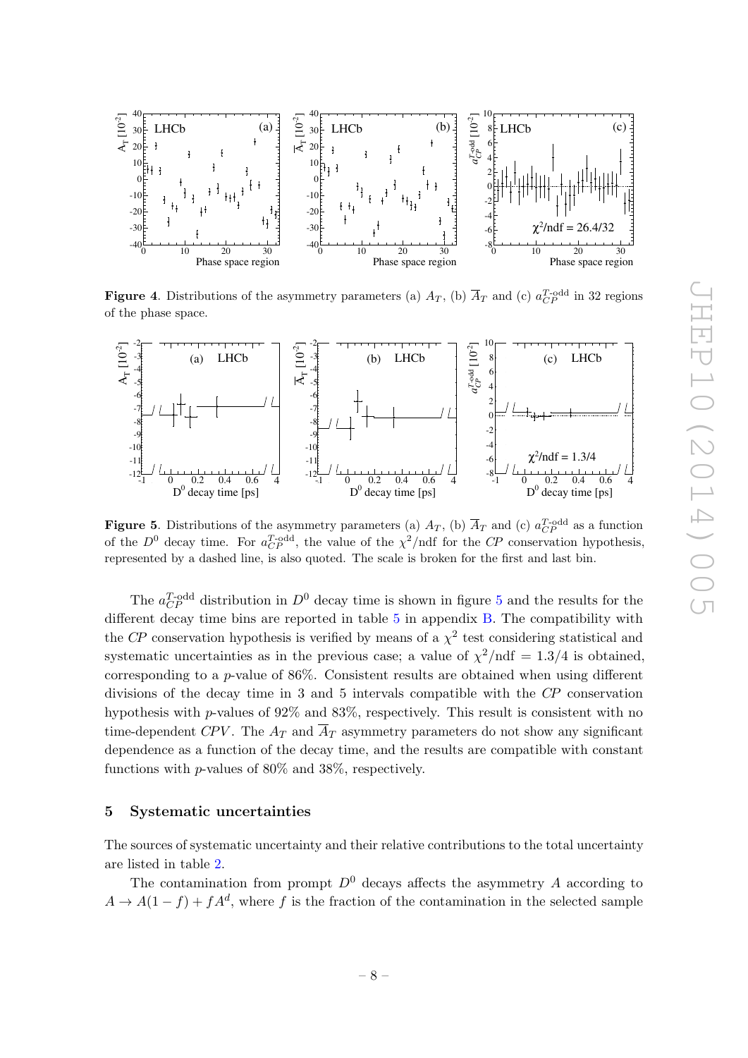**Figure 4**. Distributions of the asymmetry parameters (a) $A_T$, (b) $\overline{A}_T$ and (c) $a_{CP}^{T\text{-odd}}$ in 32 regions of the phase space.

**Figure 5**. Distributions of the asymmetry parameters (a) $A_T$, (b) $\overline{A}_T$ and (c) $a_{CP}^{T\text{-odd}}$ as a function of the $D^0$ decay time. For $a_{CP}^{T\text{-odd}}$, the value of the $\chi^2$/ndf for the *CP* conservation hypothesis, represented by a dashed line, is also quoted. The scale is broken for the first and last bin.

The $a_{CP}^{T\text{-odd}}$ distribution in $D^0$ decay time is shown in figure 5 and the results for the different decay time bins are reported in table 5 in appendix B. The compatibility with the *CP* conservation hypothesis is verified by means of a $\chi^2$ test considering statistical and systematic uncertainties as in the previous case; a value of $\chi^2/\text{ndf} = 1.3/4$ is obtained, corresponding to a $p$-value of 86%. Consistent results are obtained when using different divisions of the decay time in 3 and 5 intervals compatible with the *CP* conservation hypothesis with $p$-values of 92% and 83%, respectively. This result is consistent with no time-dependent *CPV*. The $A_T$ and $\overline{A}_T$ asymmetry parameters do not show any significant dependence as a function of the decay time, and the results are compatible with constant functions with $p$-values of 80% and 38%, respectively.

## 5 Systematic uncertainties

The sources of systematic uncertainty and their relative contributions to the total uncertainty are listed in table 2.

The contamination from prompt $D^0$ decays affects the asymmetry $A$ according to $A \to A(1-f) + fA^d$, where $f$ is the fraction of the contamination in the selected sample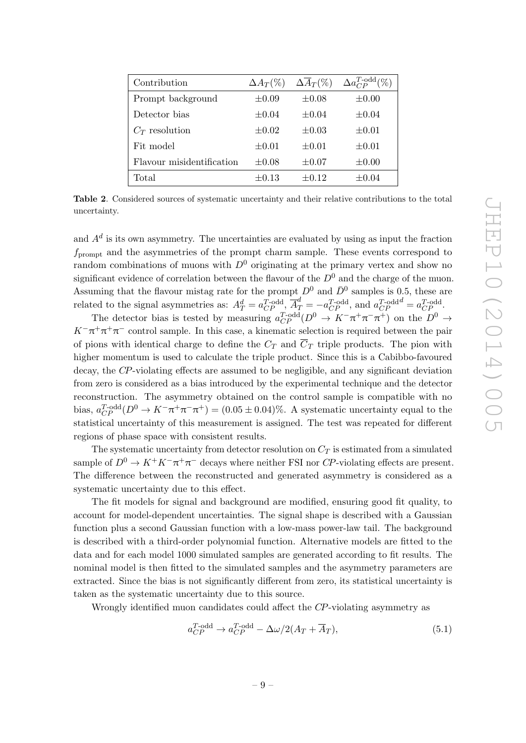| Contribution | $\Delta A_T(\%)$ | $\Delta \overline{A}_T(\%)$ | $\Delta a_{CP}^{T\text{-odd}}(\%)$ |
| --- | --- | --- | --- |
| Prompt background | $\pm 0.09$ | $\pm 0.08$ | $\pm 0.00$ |
| Detector bias | $\pm 0.04$ | $\pm 0.04$ | $\pm 0.04$ |
| $C_T$ resolution | $\pm 0.02$ | $\pm 0.03$ | $\pm 0.01$ |
| Fit model | $\pm 0.01$ | $\pm 0.01$ | $\pm 0.01$ |
| Flavour misidentification | $\pm 0.08$ | $\pm 0.07$ | $\pm 0.00$ |
| Total | $\pm 0.13$ | $\pm 0.12$ | $\pm 0.04$ |

**Table 2**. Considered sources of systematic uncertainty and their relative contributions to the total uncertainty.

and $A^d$ is its own asymmetry. The uncertainties are evaluated by using as input the fraction $f_{\text{prompt}}$ and the asymmetries of the prompt charm sample. These events correspond to random combinations of muons with $D^0$ originating at the primary vertex and show no significant evidence of correlation between the flavour of the $D^0$ and the charge of the muon. Assuming that the flavour mistag rate for the prompt $D^0$ and $\bar{D}^0$ samples is 0.5, these are related to the signal asymmetries as: $A_T^d = a_{CP}^{T\text{-odd}}$, $\overline{A}_T^d = -a_{CP}^{T\text{-odd}}$, and $a_{CP}^{T\text{-odd}\,d} = a_{CP}^{T\text{-odd}}$.

The detector bias is tested by measuring $a_{CP}^{T\text{-odd}}(D^0 \to K^-\pi^+\pi^-\pi^+)$ on the $D^0 \to K^-\pi^+\pi^+\pi^-$ control sample. In this case, a kinematic selection is required between the pair of pions with identical charge to define the $C_T$ and $\overline{C}_T$ triple products. The pion with higher momentum is used to calculate the triple product. Since this is a Cabibbo-favoured decay, the *CP*-violating effects are assumed to be negligible, and any significant deviation from zero is considered as a bias introduced by the experimental technique and the detector reconstruction. The asymmetry obtained on the control sample is compatible with no bias, $a_{CP}^{T\text{-odd}}(D^0 \to K^-\pi^+\pi^-\pi^+) = (0.05 \pm 0.04)\%$. A systematic uncertainty equal to the statistical uncertainty of this measurement is assigned. The test was repeated for different regions of phase space with consistent results.

The systematic uncertainty from detector resolution on $C_T$ is estimated from a simulated sample of $D^0 \to K^+K^-\pi^+\pi^-$ decays where neither FSI nor *CP*-violating effects are present. The difference between the reconstructed and generated asymmetry is considered as a systematic uncertainty due to this effect.

The fit models for signal and background are modified, ensuring good fit quality, to account for model-dependent uncertainties. The signal shape is described with a Gaussian function plus a second Gaussian function with a low-mass power-law tail. The background is described with a third-order polynomial function. Alternative models are fitted to the data and for each model 1000 simulated samples are generated according to fit results. The nominal model is then fitted to the simulated samples and the asymmetry parameters are extracted. Since the bias is not significantly different from zero, its statistical uncertainty is taken as the systematic uncertainty due to this source.

Wrongly identified muon candidates could affect the *CP*-violating asymmetry as

$$a_{CP}^{T\text{-odd}} \to a_{CP}^{T\text{-odd}} - \Delta\omega/2(A_T + \overline{A}_T), \tag{5.1}$$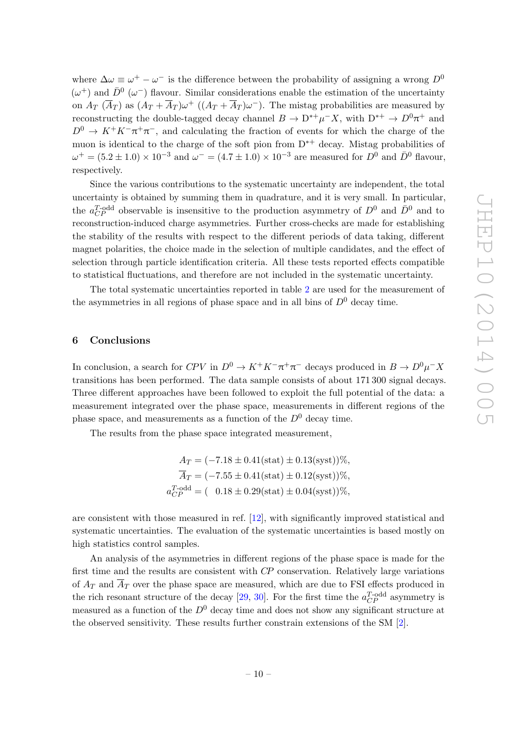where $\Delta\omega \equiv \omega^+ - \omega^-$ is the difference between the probability of assigning a wrong $D^0$ ($\omega^+$) and $\bar{D}^0$ ($\omega^-$) flavour. Similar considerations enable the estimation of the uncertainty on $A_T$ ($\overline{A}_T$) as $(A_T + \overline{A}_T)\omega^+$ ($(A_T + \overline{A}_T)\omega^-$). The mistag probabilities are measured by reconstructing the double-tagged decay channel $B \to D^{*+}\mu^- X$, with $D^{*+} \to D^0\pi^+$ and $D^0 \to K^+K^-\pi^+\pi^-$, and calculating the fraction of events for which the charge of the muon is identical to the charge of the soft pion from $D^{*+}$ decay. Mistag probabilities of $\omega^+ = (5.2 \pm 1.0) \times 10^{-3}$ and $\omega^- = (4.7 \pm 1.0) \times 10^{-3}$ are measured for $D^0$ and $\bar{D}^0$ flavour, respectively.

Since the various contributions to the systematic uncertainty are independent, the total uncertainty is obtained by summing them in quadrature, and it is very small. In particular, the $a_{CP}^{T\text{-odd}}$ observable is insensitive to the production asymmetry of $D^0$ and $\bar{D}^0$ and to reconstruction-induced charge asymmetries. Further cross-checks are made for establishing the stability of the results with respect to the different periods of data taking, different magnet polarities, the choice made in the selection of multiple candidates, and the effect of selection through particle identification criteria. All these tests reported effects compatible to statistical fluctuations, and therefore are not included in the systematic uncertainty.

The total systematic uncertainties reported in table 2 are used for the measurement of the asymmetries in all regions of phase space and in all bins of $D^0$ decay time.

## 6 Conclusions

In conclusion, a search for *CPV* in $D^0 \to K^+K^-\pi^+\pi^-$ decays produced in $B \to D^0\mu^- X$ transitions has been performed. The data sample consists of about 171 300 signal decays. Three different approaches have been followed to exploit the full potential of the data: a measurement integrated over the phase space, measurements in different regions of the phase space, and measurements as a function of the $D^0$ decay time.

The results from the phase space integrated measurement,

$$
\begin{aligned}
A_T &= (-7.18 \pm 0.41(\text{stat}) \pm 0.13(\text{syst}))\%, \\
\overline{A}_T &= (-7.55 \pm 0.41(\text{stat}) \pm 0.12(\text{syst}))\%, \\
a_{CP}^{T\text{-odd}} &= (\phantom{-}0.18 \pm 0.29(\text{stat}) \pm 0.04(\text{syst}))\%,
\end{aligned}
$$

are consistent with those measured in ref. [12], with significantly improved statistical and systematic uncertainties. The evaluation of the systematic uncertainties is based mostly on high statistics control samples.

An analysis of the asymmetries in different regions of the phase space is made for the first time and the results are consistent with *CP* conservation. Relatively large variations of $A_T$ and $\overline{A}_T$ over the phase space are measured, which are due to FSI effects produced in the rich resonant structure of the decay [29, 30]. For the first time the $a_{CP}^{T\text{-odd}}$ asymmetry is measured as a function of the $D^0$ decay time and does not show any significant structure at the observed sensitivity. These results further constrain extensions of the SM [2].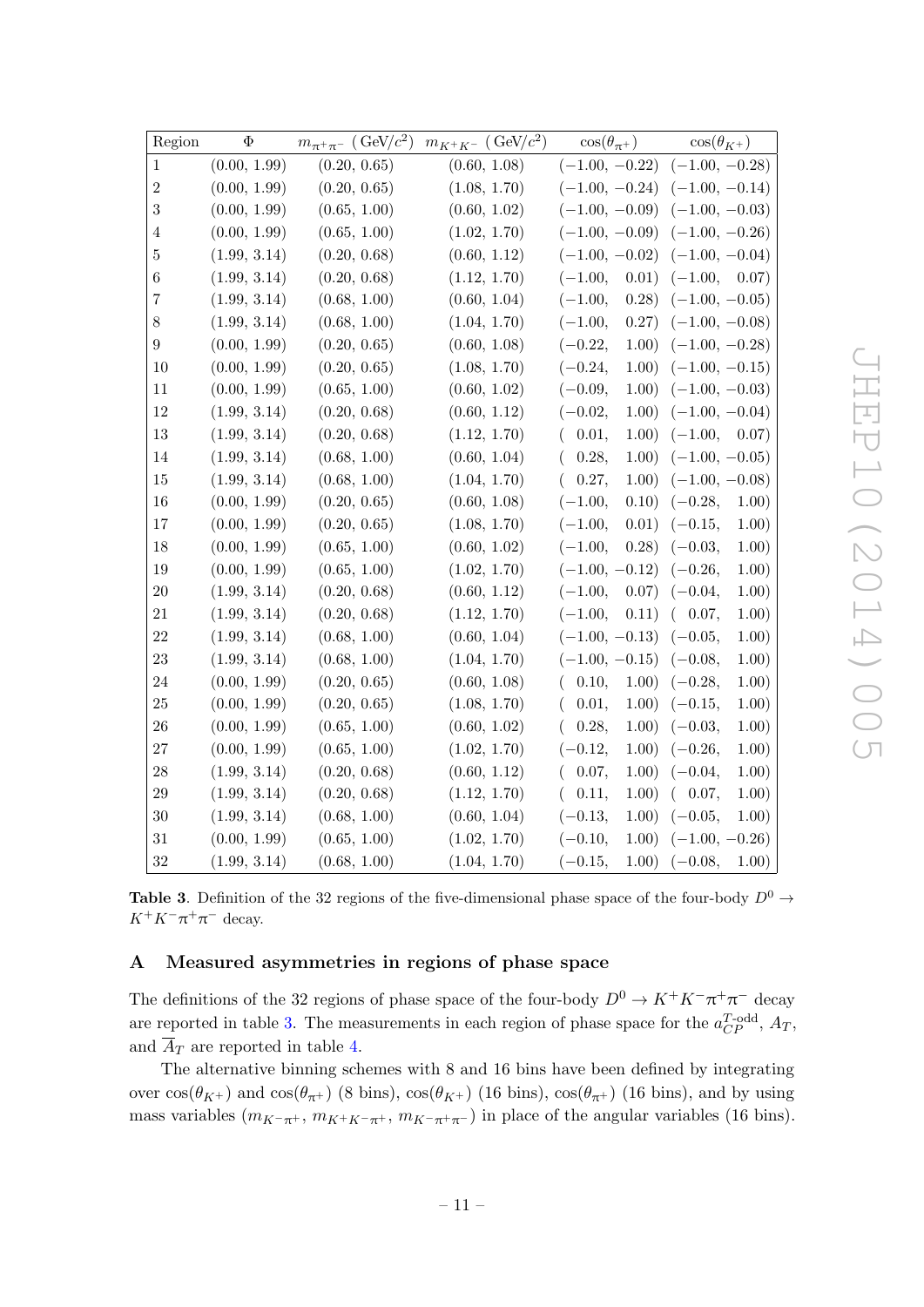| Region | $\Phi$ | $m_{\pi^+\pi^-}$ (GeV/$c^2$) | $m_{K^+K^-}$ (GeV/$c^2$) | $\cos(\theta_{\pi^+})$ | $\cos(\theta_{K^+})$ |
|---|---|---|---|---|---|
| 1 | (0.00, 1.99) | (0.20, 0.65) | (0.60, 1.08) | $(-1.00, -0.22)$ | $(-1.00, -0.28)$ |
| 2 | (0.00, 1.99) | (0.20, 0.65) | (1.08, 1.70) | $(-1.00, -0.24)$ | $(-1.00, -0.14)$ |
| 3 | (0.00, 1.99) | (0.65, 1.00) | (0.60, 1.02) | $(-1.00, -0.09)$ | $(-1.00, -0.03)$ |
| 4 | (0.00, 1.99) | (0.65, 1.00) | (1.02, 1.70) | $(-1.00, -0.09)$ | $(-1.00, -0.26)$ |
| 5 | (1.99, 3.14) | (0.20, 0.68) | (0.60, 1.12) | $(-1.00, -0.02)$ | $(-1.00, -0.04)$ |
| 6 | (1.99, 3.14) | (0.20, 0.68) | (1.12, 1.70) | $(-1.00, 0.01)$ | $(-1.00, 0.07)$ |
| 7 | (1.99, 3.14) | (0.68, 1.00) | (0.60, 1.04) | $(-1.00, 0.28)$ | $(-1.00, -0.05)$ |
| 8 | (1.99, 3.14) | (0.68, 1.00) | (1.04, 1.70) | $(-1.00, 0.27)$ | $(-1.00, -0.08)$ |
| 9 | (0.00, 1.99) | (0.20, 0.65) | (0.60, 1.08) | $(-0.22, 1.00)$ | $(-1.00, -0.28)$ |
| 10 | (0.00, 1.99) | (0.20, 0.65) | (1.08, 1.70) | $(-0.24, 1.00)$ | $(-1.00, -0.15)$ |
| 11 | (0.00, 1.99) | (0.65, 1.00) | (0.60, 1.02) | $(-0.09, 1.00)$ | $(-1.00, -0.03)$ |
| 12 | (1.99, 3.14) | (0.20, 0.68) | (0.60, 1.12) | $(-0.02, 1.00)$ | $(-1.00, -0.04)$ |
| 13 | (1.99, 3.14) | (0.20, 0.68) | (1.12, 1.70) | $(0.01, 1.00)$ | $(-1.00, 0.07)$ |
| 14 | (1.99, 3.14) | (0.68, 1.00) | (0.60, 1.04) | $(0.28, 1.00)$ | $(-1.00, -0.05)$ |
| 15 | (1.99, 3.14) | (0.68, 1.00) | (1.04, 1.70) | $(0.27, 1.00)$ | $(-1.00, -0.08)$ |
| 16 | (0.00, 1.99) | (0.20, 0.65) | (0.60, 1.08) | $(-1.00, 0.10)$ | $(-0.28, 1.00)$ |
| 17 | (0.00, 1.99) | (0.20, 0.65) | (1.08, 1.70) | $(-1.00, 0.01)$ | $(-0.15, 1.00)$ |
| 18 | (0.00, 1.99) | (0.65, 1.00) | (0.60, 1.02) | $(-1.00, 0.28)$ | $(-0.03, 1.00)$ |
| 19 | (0.00, 1.99) | (0.65, 1.00) | (1.02, 1.70) | $(-1.00, -0.12)$ | $(-0.26, 1.00)$ |
| 20 | (1.99, 3.14) | (0.20, 0.68) | (0.60, 1.12) | $(-1.00, 0.07)$ | $(-0.04, 1.00)$ |
| 21 | (1.99, 3.14) | (0.20, 0.68) | (1.12, 1.70) | $(-1.00, 0.11)$ | $(0.07, 1.00)$ |
| 22 | (1.99, 3.14) | (0.68, 1.00) | (0.60, 1.04) | $(-1.00, -0.13)$ | $(-0.05, 1.00)$ |
| 23 | (1.99, 3.14) | (0.68, 1.00) | (1.04, 1.70) | $(-1.00, -0.15)$ | $(-0.08, 1.00)$ |
| 24 | (0.00, 1.99) | (0.20, 0.65) | (0.60, 1.08) | $(0.10, 1.00)$ | $(-0.28, 1.00)$ |
| 25 | (0.00, 1.99) | (0.20, 0.65) | (1.08, 1.70) | $(0.01, 1.00)$ | $(-0.15, 1.00)$ |
| 26 | (0.00, 1.99) | (0.65, 1.00) | (0.60, 1.02) | $(0.28, 1.00)$ | $(-0.03, 1.00)$ |
| 27 | (0.00, 1.99) | (0.65, 1.00) | (1.02, 1.70) | $(-0.12, 1.00)$ | $(-0.26, 1.00)$ |
| 28 | (1.99, 3.14) | (0.20, 0.68) | (0.60, 1.12) | $(0.07, 1.00)$ | $(-0.04, 1.00)$ |
| 29 | (1.99, 3.14) | (0.20, 0.68) | (1.12, 1.70) | $(0.11, 1.00)$ | $(0.07, 1.00)$ |
| 30 | (1.99, 3.14) | (0.68, 1.00) | (0.60, 1.04) | $(-0.13, 1.00)$ | $(-0.05, 1.00)$ |
| 31 | (0.00, 1.99) | (0.65, 1.00) | (1.02, 1.70) | $(-0.10, 1.00)$ | $(-1.00, -0.26)$ |
| 32 | (1.99, 3.14) | (0.68, 1.00) | (1.04, 1.70) | $(-0.15, 1.00)$ | $(-0.08, 1.00)$ |

**Table 3**. Definition of the 32 regions of the five-dimensional phase space of the four-body $D^0 \to K^+K^-\pi^+\pi^-$ decay.

## A Measured asymmetries in regions of phase space

The definitions of the 32 regions of phase space of the four-body $D^0 \to K^+K^-\pi^+\pi^-$ decay are reported in table 3. The measurements in each region of phase space for the $a_{CP}^{T\text{-odd}}$, $A_T$, and $\overline{A}_T$ are reported in table 4.

The alternative binning schemes with 8 and 16 bins have been defined by integrating over $\cos(\theta_{K^+})$ and $\cos(\theta_{\pi^+})$ (8 bins), $\cos(\theta_{K^+})$ (16 bins), $\cos(\theta_{\pi^+})$ (16 bins), and by using mass variables ($m_{K^-\pi^+}$, $m_{K^+K^-\pi^+}$, $m_{K^-\pi^+\pi^-}$) in place of the angular variables (16 bins).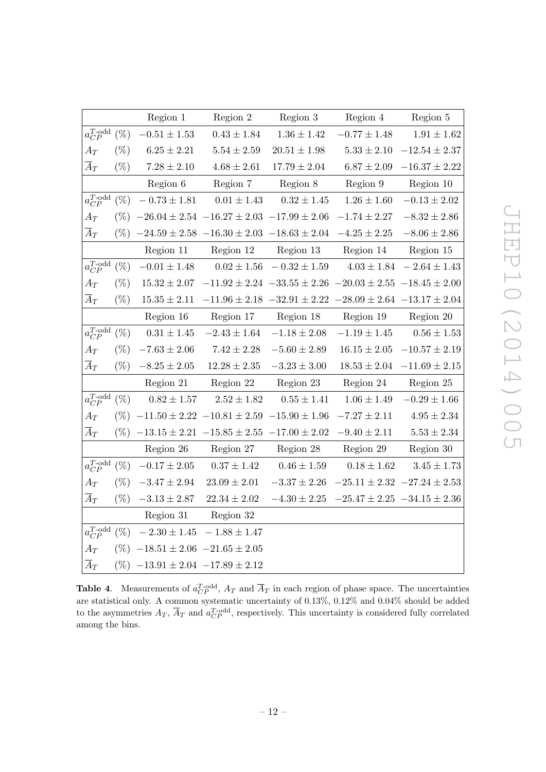| | Region 1 | Region 2 | Region 3 | Region 4 | Region 5 |
|---|---|---|---|---|---|
| $a_{CP}^{T\text{-odd}}$ (%) | $-0.51 \pm 1.53$ | $0.43 \pm 1.84$ | $1.36 \pm 1.42$ | $-0.77 \pm 1.48$ | $1.91 \pm 1.62$ |
| $A_T$ (%) | $6.25 \pm 2.21$ | $5.54 \pm 2.59$ | $20.51 \pm 1.98$ | $5.33 \pm 2.10$ | $-12.54 \pm 2.37$ |
| $\overline{A}_T$ (%) | $7.28 \pm 2.10$ | $4.68 \pm 2.61$ | $17.79 \pm 2.04$ | $6.87 \pm 2.09$ | $-16.37 \pm 2.22$ |
| | Region 6 | Region 7 | Region 8 | Region 9 | Region 10 |
| $a_{CP}^{T\text{-odd}}$ (%) | $-0.73 \pm 1.81$ | $0.01 \pm 1.43$ | $0.32 \pm 1.45$ | $1.26 \pm 1.60$ | $-0.13 \pm 2.02$ |
| $A_T$ (%) | $-26.04 \pm 2.54$ | $-16.27 \pm 2.03$ | $-17.99 \pm 2.06$ | $-1.74 \pm 2.27$ | $-8.32 \pm 2.86$ |
| $\overline{A}_T$ (%) | $-24.59 \pm 2.58$ | $-16.30 \pm 2.03$ | $-18.63 \pm 2.04$ | $-4.25 \pm 2.25$ | $-8.06 \pm 2.86$ |
| | Region 11 | Region 12 | Region 13 | Region 14 | Region 15 |
| $a_{CP}^{T\text{-odd}}$ (%) | $-0.01 \pm 1.48$ | $0.02 \pm 1.56$ | $-0.32 \pm 1.59$ | $4.03 \pm 1.84$ | $-2.64 \pm 1.43$ |
| $A_T$ (%) | $15.32 \pm 2.07$ | $-11.92 \pm 2.24$ | $-33.55 \pm 2.26$ | $-20.03 \pm 2.55$ | $-18.45 \pm 2.00$ |
| $\overline{A}_T$ (%) | $15.35 \pm 2.11$ | $-11.96 \pm 2.18$ | $-32.91 \pm 2.22$ | $-28.09 \pm 2.64$ | $-13.17 \pm 2.04$ |
| | Region 16 | Region 17 | Region 18 | Region 19 | Region 20 |
| $a_{CP}^{T\text{-odd}}$ (%) | $0.31 \pm 1.45$ | $-2.43 \pm 1.64$ | $-1.18 \pm 2.08$ | $-1.19 \pm 1.45$ | $0.56 \pm 1.53$ |
| $A_T$ (%) | $-7.63 \pm 2.06$ | $7.42 \pm 2.28$ | $-5.60 \pm 2.89$ | $16.15 \pm 2.05$ | $-10.57 \pm 2.19$ |
| $\overline{A}_T$ (%) | $-8.25 \pm 2.05$ | $12.28 \pm 2.35$ | $-3.23 \pm 3.00$ | $18.53 \pm 2.04$ | $-11.69 \pm 2.15$ |
| | Region 21 | Region 22 | Region 23 | Region 24 | Region 25 |
| $a_{CP}^{T\text{-odd}}$ (%) | $0.82 \pm 1.57$ | $2.52 \pm 1.82$ | $0.55 \pm 1.41$ | $1.06 \pm 1.49$ | $-0.29 \pm 1.66$ |
| $A_T$ (%) | $-11.50 \pm 2.22$ | $-10.81 \pm 2.59$ | $-15.90 \pm 1.96$ | $-7.27 \pm 2.11$ | $4.95 \pm 2.34$ |
| $\overline{A}_T$ (%) | $-13.15 \pm 2.21$ | $-15.85 \pm 2.55$ | $-17.00 \pm 2.02$ | $-9.40 \pm 2.11$ | $5.53 \pm 2.34$ |
| | Region 26 | Region 27 | Region 28 | Region 29 | Region 30 |
| $a_{CP}^{T\text{-odd}}$ (%) | $-0.17 \pm 2.05$ | $0.37 \pm 1.42$ | $0.46 \pm 1.59$ | $0.18 \pm 1.62$ | $3.45 \pm 1.73$ |
| $A_T$ (%) | $-3.47 \pm 2.94$ | $23.09 \pm 2.01$ | $-3.37 \pm 2.26$ | $-25.11 \pm 2.32$ | $-27.24 \pm 2.53$ |
| $\overline{A}_T$ (%) | $-3.13 \pm 2.87$ | $22.34 \pm 2.02$ | $-4.30 \pm 2.25$ | $-25.47 \pm 2.25$ | $-34.15 \pm 2.36$ |
| | Region 31 | Region 32 | | | |
| $a_{CP}^{T\text{-odd}}$ (%) | $-2.30 \pm 1.45$ | $-1.88 \pm 1.47$ | | | |
| $A_T$ (%) | $-18.51 \pm 2.06$ | $-21.65 \pm 2.05$ | | | |
| $\overline{A}_T$ (%) | $-13.91 \pm 2.04$ | $-17.89 \pm 2.12$ | | | |

**Table 4**. Measurements of $a_{CP}^{T\text{-odd}}$, $A_T$ and $\overline{A}_T$ in each region of phase space. The uncertainties are statistical only. A common systematic uncertainty of 0.13%, 0.12% and 0.04% should be added to the asymmetries $A_T$, $\overline{A}_T$ and $a_{CP}^{T\text{-odd}}$, respectively. This uncertainty is considered fully correlated among the bins.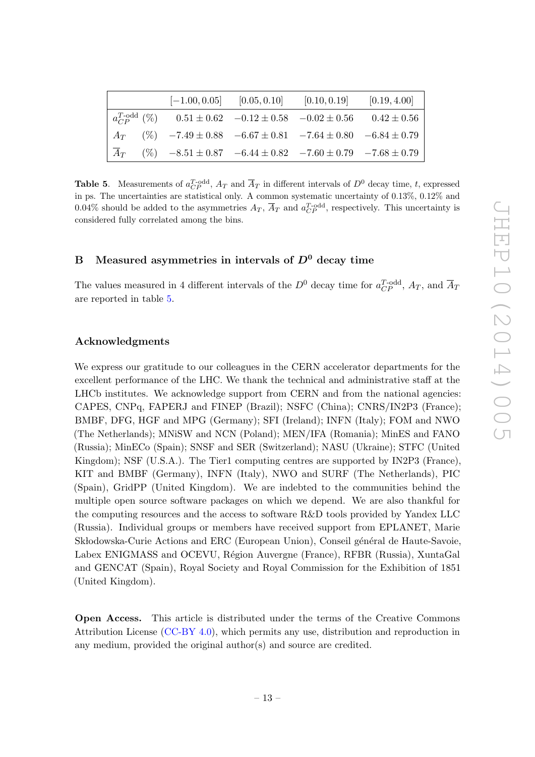|  | $[-1.00, 0.05]$ | $[0.05, 0.10]$ | $[0.10, 0.19]$ | $[0.19, 4.00]$ |
|---|---|---|---|---|
| $a_{CP}^{T\text{-odd}}$ (%) | $0.51 \pm 0.62$ | $-0.12 \pm 0.58$ | $-0.02 \pm 0.56$ | $0.42 \pm 0.56$ |
| $A_T$ (%) | $-7.49 \pm 0.88$ | $-6.67 \pm 0.81$ | $-7.64 \pm 0.80$ | $-6.84 \pm 0.79$ |
| $\overline{A}_T$ (%) | $-8.51 \pm 0.87$ | $-6.44 \pm 0.82$ | $-7.60 \pm 0.79$ | $-7.68 \pm 0.79$ |

**Table 5**. Measurements of $a_{CP}^{T\text{-odd}}$, $A_T$ and $\overline{A}_T$ in different intervals of $D^0$ decay time, $t$, expressed in ps. The uncertainties are statistical only. A common systematic uncertainty of 0.13%, 0.12% and 0.04% should be added to the asymmetries $A_T$, $\overline{A}_T$ and $a_{CP}^{T\text{-odd}}$, respectively. This uncertainty is considered fully correlated among the bins.

## B Measured asymmetries in intervals of $D^0$ decay time

The values measured in 4 different intervals of the $D^0$ decay time for $a_{CP}^{T\text{-odd}}$, $A_T$, and $\overline{A}_T$ are reported in table 5.

### Acknowledgments

We express our gratitude to our colleagues in the CERN accelerator departments for the excellent performance of the LHC. We thank the technical and administrative staff at the LHCb institutes. We acknowledge support from CERN and from the national agencies: CAPES, CNPq, FAPERJ and FINEP (Brazil); NSFC (China); CNRS/IN2P3 (France); BMBF, DFG, HGF and MPG (Germany); SFI (Ireland); INFN (Italy); FOM and NWO (The Netherlands); MNiSW and NCN (Poland); MEN/IFA (Romania); MinES and FANO (Russia); MinECo (Spain); SNSF and SER (Switzerland); NASU (Ukraine); STFC (United Kingdom); NSF (U.S.A.). The Tier1 computing centres are supported by IN2P3 (France), KIT and BMBF (Germany), INFN (Italy), NWO and SURF (The Netherlands), PIC (Spain), GridPP (United Kingdom). We are indebted to the communities behind the multiple open source software packages on which we depend. We are also thankful for the computing resources and the access to software R&D tools provided by Yandex LLC (Russia). Individual groups or members have received support from EPLANET, Marie Skłodowska-Curie Actions and ERC (European Union), Conseil général de Haute-Savoie, Labex ENIGMASS and OCEVU, Région Auvergne (France), RFBR (Russia), XuntaGal and GENCAT (Spain), Royal Society and Royal Commission for the Exhibition of 1851 (United Kingdom).

**Open Access.** This article is distributed under the terms of the Creative Commons Attribution License (CC-BY 4.0), which permits any use, distribution and reproduction in any medium, provided the original author(s) and source are credited.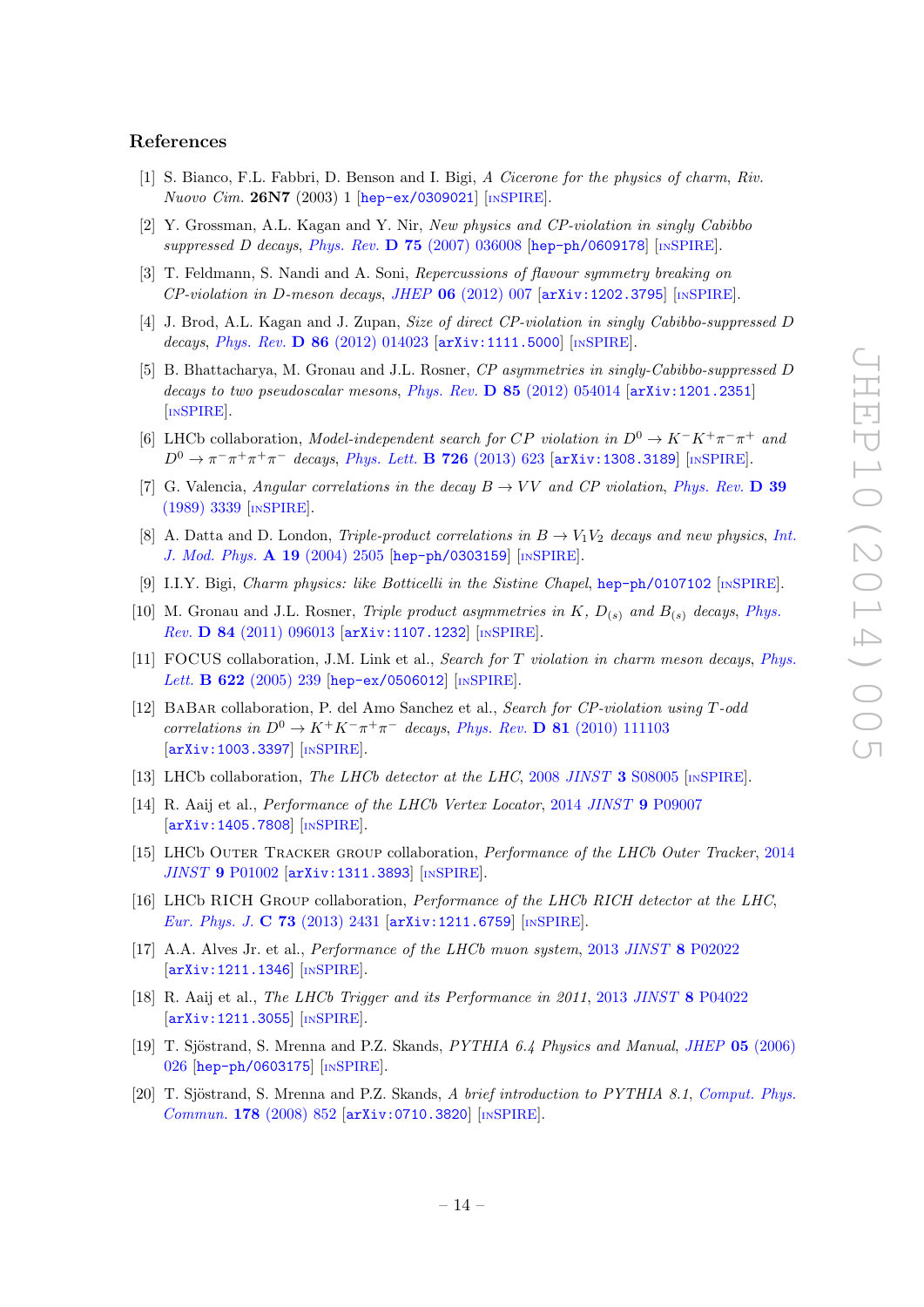## References

[1] S. Bianco, F.L. Fabbri, D. Benson and I. Bigi, *A Cicerone for the physics of charm*, *Riv. Nuovo Cim.* **26N7** (2003) 1 [hep-ex/0309021] [INSPIRE].

[2] Y. Grossman, A.L. Kagan and Y. Nir, *New physics and CP-violation in singly Cabibbo suppressed D decays*, *Phys. Rev.* **D 75** (2007) 036008 [hep-ph/0609178] [INSPIRE].

[3] T. Feldmann, S. Nandi and A. Soni, *Repercussions of flavour symmetry breaking on CP-violation in D-meson decays*, *JHEP* **06** (2012) 007 [arXiv:1202.3795] [INSPIRE].

[4] J. Brod, A.L. Kagan and J. Zupan, *Size of direct CP-violation in singly Cabibbo-suppressed D decays*, *Phys. Rev.* **D 86** (2012) 014023 [arXiv:1111.5000] [INSPIRE].

[5] B. Bhattacharya, M. Gronau and J.L. Rosner, *CP asymmetries in singly-Cabibbo-suppressed D decays to two pseudoscalar mesons*, *Phys. Rev.* **D 85** (2012) 054014 [arXiv:1201.2351] [INSPIRE].

[6] LHCb collaboration, *Model-independent search for CP violation in $D^0 \to K^- K^+ \pi^- \pi^+$ and $D^0 \to \pi^- \pi^+ \pi^+ \pi^-$ decays*, *Phys. Lett.* **B 726** (2013) 623 [arXiv:1308.3189] [INSPIRE].

[7] G. Valencia, *Angular correlations in the decay $B \to VV$ and CP violation*, *Phys. Rev.* **D 39** (1989) 3339 [INSPIRE].

[8] A. Datta and D. London, *Triple-product correlations in $B \to V_1 V_2$ decays and new physics*, *Int. J. Mod. Phys.* **A 19** (2004) 2505 [hep-ph/0303159] [INSPIRE].

[9] I.I.Y. Bigi, *Charm physics: like Botticelli in the Sistine Chapel*, hep-ph/0107102 [INSPIRE].

[10] M. Gronau and J.L. Rosner, *Triple product asymmetries in K, $D_{(s)}$ and $B_{(s)}$ decays*, *Phys. Rev.* **D 84** (2011) 096013 [arXiv:1107.1232] [INSPIRE].

[11] FOCUS collaboration, J.M. Link et al., *Search for T violation in charm meson decays*, *Phys. Lett.* **B 622** (2005) 239 [hep-ex/0506012] [INSPIRE].

[12] BaBar collaboration, P. del Amo Sanchez et al., *Search for CP-violation using T-odd correlations in $D^0 \to K^+ K^- \pi^+ \pi^-$ decays*, *Phys. Rev.* **D 81** (2010) 111103 [arXiv:1003.3397] [INSPIRE].

[13] LHCb collaboration, *The LHCb detector at the LHC*, 2008 *JINST* **3** S08005 [INSPIRE].

[14] R. Aaij et al., *Performance of the LHCb Vertex Locator*, 2014 *JINST* **9** P09007 [arXiv:1405.7808] [INSPIRE].

[15] LHCb Outer Tracker group collaboration, *Performance of the LHCb Outer Tracker*, 2014 *JINST* **9** P01002 [arXiv:1311.3893] [INSPIRE].

[16] LHCb RICH Group collaboration, *Performance of the LHCb RICH detector at the LHC*, *Eur. Phys. J.* **C 73** (2013) 2431 [arXiv:1211.6759] [INSPIRE].

[17] A.A. Alves Jr. et al., *Performance of the LHCb muon system*, 2013 *JINST* **8** P02022 [arXiv:1211.1346] [INSPIRE].

[18] R. Aaij et al., *The LHCb Trigger and its Performance in 2011*, 2013 *JINST* **8** P04022 [arXiv:1211.3055] [INSPIRE].

[19] T. Sjöstrand, S. Mrenna and P.Z. Skands, *PYTHIA 6.4 Physics and Manual*, *JHEP* **05** (2006) 026 [hep-ph/0603175] [INSPIRE].

[20] T. Sjöstrand, S. Mrenna and P.Z. Skands, *A brief introduction to PYTHIA 8.1*, *Comput. Phys. Commun.* **178** (2008) 852 [arXiv:0710.3820] [INSPIRE].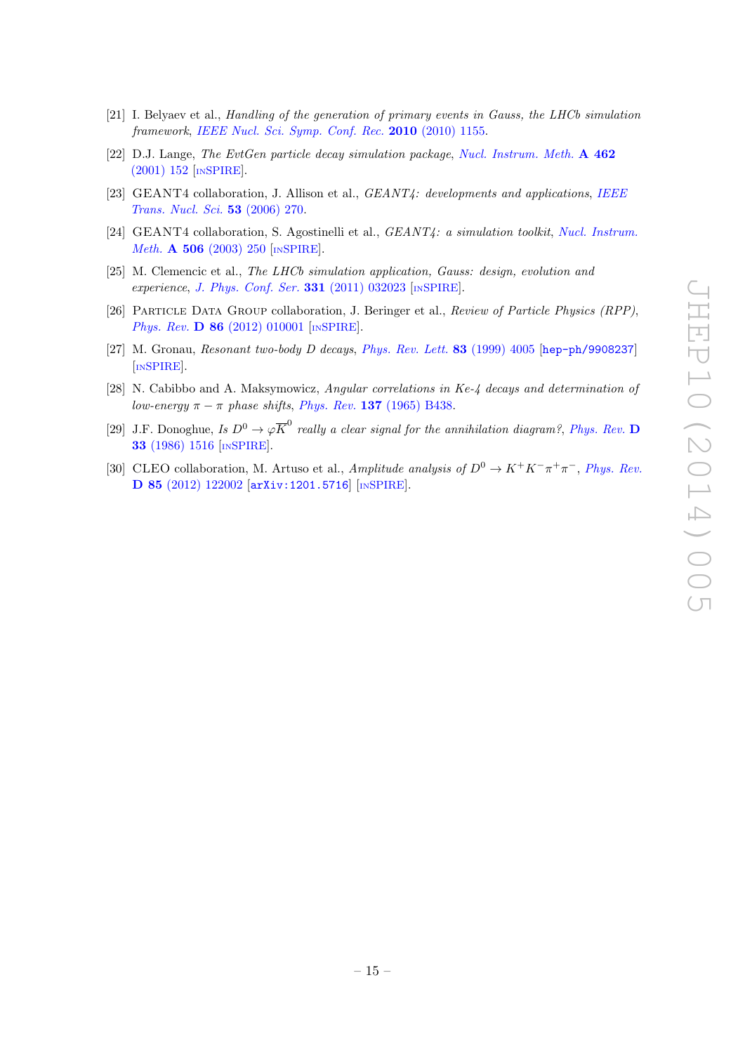[21] I. Belyaev et al., *Handling of the generation of primary events in Gauss, the LHCb simulation framework*, IEEE Nucl. Sci. Symp. Conf. Rec. **2010** (2010) 1155.

[22] D.J. Lange, *The EvtGen particle decay simulation package*, Nucl. Instrum. Meth. **A 462** (2001) 152 [INSPIRE].

[23] GEANT4 collaboration, J. Allison et al., *GEANT4: developments and applications*, IEEE Trans. Nucl. Sci. **53** (2006) 270.

[24] GEANT4 collaboration, S. Agostinelli et al., *GEANT4: a simulation toolkit*, Nucl. Instrum. Meth. **A 506** (2003) 250 [INSPIRE].

[25] M. Clemencic et al., *The LHCb simulation application, Gauss: design, evolution and experience*, J. Phys. Conf. Ser. **331** (2011) 032023 [INSPIRE].

[26] Particle Data Group collaboration, J. Beringer et al., *Review of Particle Physics (RPP)*, Phys. Rev. **D 86** (2012) 010001 [INSPIRE].

[27] M. Gronau, *Resonant two-body D decays*, Phys. Rev. Lett. **83** (1999) 4005 [hep-ph/9908237] [INSPIRE].

[28] N. Cabibbo and A. Maksymowicz, *Angular correlations in Ke-4 decays and determination of low-energy $\pi - \pi$ phase shifts*, Phys. Rev. **137** (1965) B438.

[29] J.F. Donoghue, *Is $D^0 \to \varphi \overline{K}^0$ really a clear signal for the annihilation diagram?*, Phys. Rev. **D 33** (1986) 1516 [INSPIRE].

[30] CLEO collaboration, M. Artuso et al., *Amplitude analysis of $D^0 \to K^+K^-\pi^+\pi^-$*, Phys. Rev. **D 85** (2012) 122002 [arXiv:1201.5716] [INSPIRE].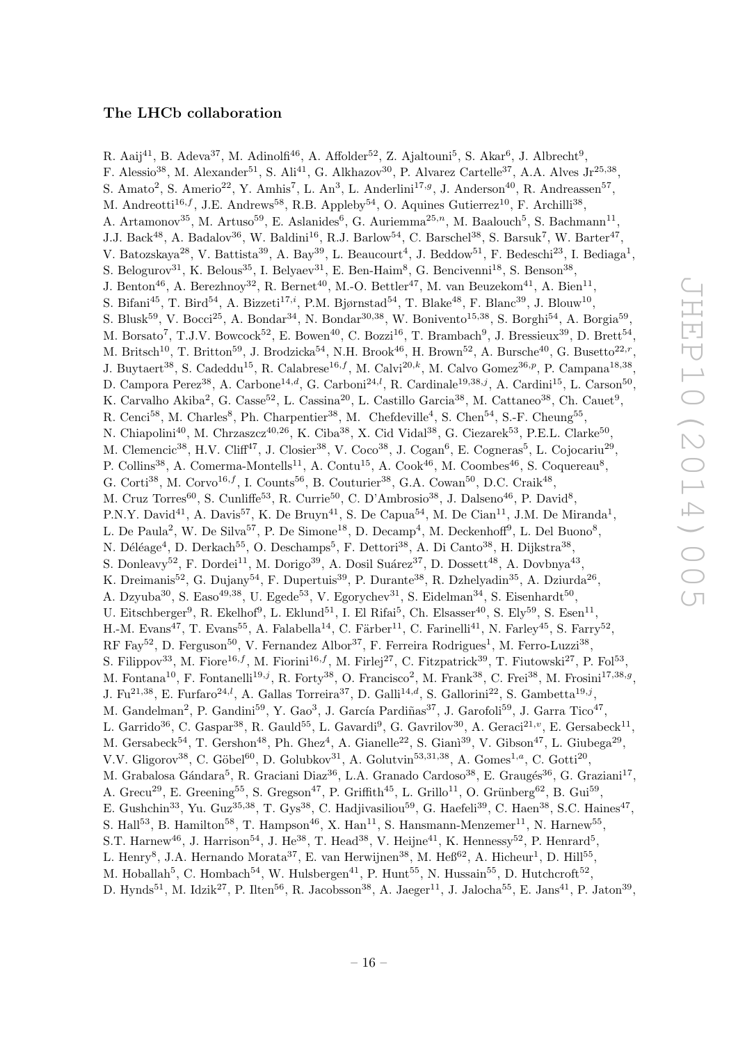## The LHCb collaboration

R. Aaij[41], B. Adeva[37], M. Adinolfi[46], A. Affolder[52], Z. Ajaltouni[5], S. Akar[6], J. Albrecht[9], F. Alessio[38], M. Alexander[51], S. Ali[41], G. Alkhazov[30], P. Alvarez Cartelle[37], A.A. Alves Jr[25,38], S. Amato[2], S. Amerio[22], Y. Amhis[7], L. An[3], L. Anderlini[17,g], J. Anderson[40], R. Andreassen[57], M. Andreotti[16,f], J.E. Andrews[58], R.B. Appleby[54], O. Aquines Gutierrez[10], F. Archilli[38], A. Artamonov[35], M. Artuso[59], E. Aslanides[6], G. Auriemma[25,n], M. Baalouch[5], S. Bachmann[11], J.J. Back[48], A. Badalov[36], W. Baldini[16], R.J. Barlow[54], C. Barschel[38], S. Barsuk[7], W. Barter[47], V. Batozskaya[28], V. Battista[39], A. Bay[39], L. Beaucourt[4], J. Beddow[51], F. Bedeschi[23], I. Bediaga[1], S. Belogurov[31], K. Belous[35], I. Belyaev[31], E. Ben-Haim[8], G. Bencivenni[18], S. Benson[38], J. Benton[46], A. Berezhnoy[32], R. Bernet[40], M.-O. Bettler[47], M. van Beuzekom[41], A. Bien[11], S. Bifani[45], T. Bird[54], A. Bizzeti[17,i], P.M. Bjørnstad[54], T. Blake[48], F. Blanc[39], J. Blouw[10], S. Blusk[59], V. Bocci[25], A. Bondar[34], N. Bondar[30,38], W. Bonivento[15,38], S. Borghi[54], A. Borgia[59], M. Borsato[7], T.J.V. Bowcock[52], E. Bowen[40], C. Bozzi[16], T. Brambach[9], J. Bressieux[39], D. Brett[54], M. Britsch[10], T. Britton[59], J. Brodzicka[54], N.H. Brook[46], H. Brown[52], A. Bursche[40], G. Busetto[22,r], J. Buytaert[38], S. Cadeddu[15], R. Calabrese[16,f], M. Calvi[20,k], M. Calvo Gomez[36,p], P. Campana[18,38], D. Campora Perez[38], A. Carbone[14,d], G. Carboni[24,l], R. Cardinale[19,38,j], A. Cardini[15], L. Carson[50], K. Carvalho Akiba[2], G. Casse[52], L. Cassina[20], L. Castillo Garcia[38], M. Cattaneo[38], Ch. Cauet[9], R. Cenci[58], M. Charles[8], Ph. Charpentier[38], M. Chefdeville[4], S. Chen[54], S.-F. Cheung[55], N. Chiapolini[40], M. Chrzaszcz[40,26], K. Ciba[38], X. Cid Vidal[38], G. Ciezarek[53], P.E.L. Clarke[50], M. Clemencic[38], H.V. Cliff[47], J. Closier[38], V. Coco[38], J. Cogan[6], E. Cogneras[5], L. Cojocariu[29], P. Collins[38], A. Comerma-Montells[11], A. Contu[15], A. Cook[46], M. Coombes[46], S. Coquereau[8], G. Corti[38], M. Corvo[16,f], I. Counts[56], B. Couturier[38], G.A. Cowan[50], D.C. Craik[48], M. Cruz Torres[60], S. Cunliffe[53], R. Currie[50], C. D'Ambrosio[38], J. Dalseno[46], P. David[8], P.N.Y. David[41], A. Davis[57], K. De Bruyn[41], S. De Capua[54], M. De Cian[11], J.M. De Miranda[1], L. De Paula[2], W. De Silva[57], P. De Simone[18], D. Decamp[4], M. Deckenhoff[9], L. Del Buono[8], N. Déléage[4], D. Derkach[55], O. Deschamps[5], F. Dettori[38], A. Di Canto[38], H. Dijkstra[38], S. Donleavy[52], F. Dordei[11], M. Dorigo[39], A. Dosil Suárez[37], D. Dossett[48], A. Dovbnya[43], K. Dreimanis[52], G. Dujany[54], F. Dupertuis[39], P. Durante[38], R. Dzhelyadin[35], A. Dziurda[26], A. Dzyuba[30], S. Easo[49,38], U. Egede[53], V. Egorychev[31], S. Eidelman[34], S. Eisenhardt[50], U. Eitschberger[9], R. Ekelhof[9], L. Eklund[51], I. El Rifai[5], Ch. Elsasser[40], S. Ely[59], S. Esen[11], H.-M. Evans[47], T. Evans[55], A. Falabella[14], C. Färber[11], C. Farinelli[41], N. Farley[45], S. Farry[52], RF Fay[52], D. Ferguson[50], V. Fernandez Albor[37], F. Ferreira Rodrigues[1], M. Ferro-Luzzi[38], S. Filippov[33], M. Fiore[16,f], M. Fiorini[16,f], M. Firlej[27], C. Fitzpatrick[39], T. Fiutowski[27], P. Fol[53], M. Fontana[10], F. Fontanelli[19,j], R. Forty[38], O. Francisco[2], M. Frank[38], C. Frei[38], M. Frosini[17,38,g], J. Fu[21,38], E. Furfaro[24,l], A. Gallas Torreira[37], D. Galli[14,d], S. Gallorini[22], S. Gambetta[19,j], M. Gandelman[2], P. Gandini[59], Y. Gao[3], J. García Pardiñas[37], J. Garofoli[59], J. Garra Tico[47], L. Garrido[36], C. Gaspar[38], R. Gauld[55], L. Gavardi[9], G. Gavrilov[30], A. Geraci[21,v], E. Gersabeck[11], M. Gersabeck[54], T. Gershon[48], Ph. Ghez[4], A. Gianelle[22], S. Gianì[39], V. Gibson[47], L. Giubega[29], V.V. Gligorov[38], C. Göbel[60], D. Golubkov[31], A. Golutvin[53,31,38], A. Gomes[1,a], C. Gotti[20], M. Grabalosa Gándara[5], R. Graciani Diaz[36], L.A. Granado Cardoso[38], E. Graugés[36], G. Graziani[17], A. Grecu[29], E. Greening[55], S. Gregson[47], P. Griffith[45], L. Grillo[11], O. Grünberg[62], B. Gui[59], E. Gushchin[33], Yu. Guz[35,38], T. Gys[38], C. Hadjivasiliou[59], G. Haefeli[39], C. Haen[38], S.C. Haines[47], S. Hall[53], B. Hamilton[58], T. Hampson[46], X. Han[11], S. Hansmann-Menzemer[11], N. Harnew[55], S.T. Harnew[46], J. Harrison[54], J. He[38], T. Head[38], V. Heijne[41], K. Hennessy[52], P. Henrard[5], L. Henry[8], J.A. Hernando Morata[37], E. van Herwijnen[38], M. Heß[62], A. Hicheur[1], D. Hill[55], M. Hoballah[5], C. Hombach[54], W. Hulsbergen[41], P. Hunt[55], N. Hussain[55], D. Hutchcroft[52], D. Hynds[51], M. Idzik[27], P. Ilten[56], R. Jacobsson[38], A. Jaeger[11], J. Jalocha[55], E. Jans[41], P. Jaton[39],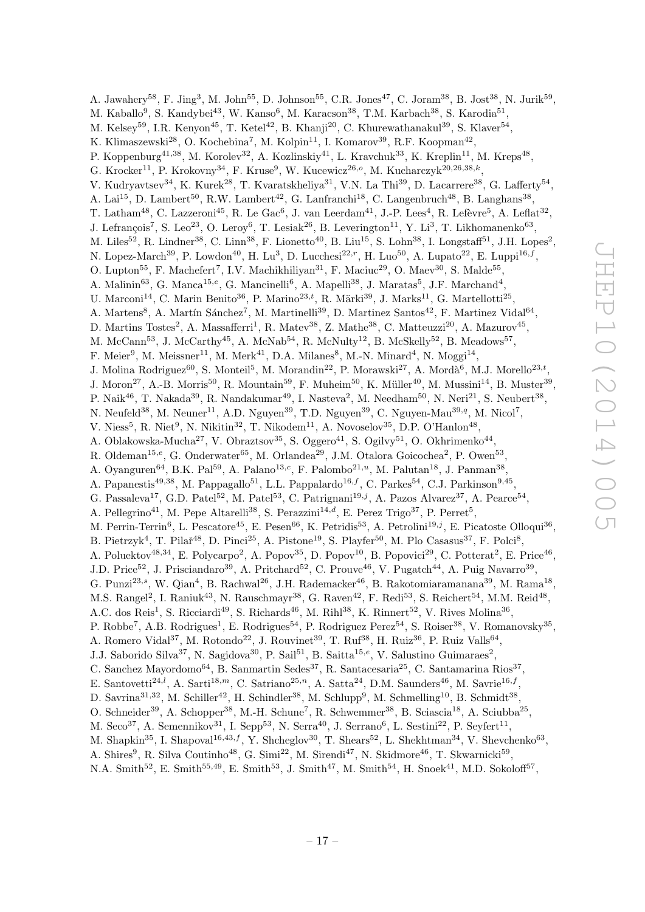A. Jawahery[58], F. Jing[3], M. John[55], D. Johnson[55], C.R. Jones[47], C. Joram[38], B. Jost[38], N. Jurik[59], M. Kaballo[9], S. Kandybei[43], W. Kanso[6], M. Karacson[38], T.M. Karbach[38], S. Karodia[51], M. Kelsey[59], I.R. Kenyon[45], T. Ketel[42], B. Khanji[20], C. Khurewathanakul[39], S. Klaver[54], K. Klimaszewski[28], O. Kochebina[7], M. Kolpin[11], I. Komarov[39], R.F. Koopman[42], P. Koppenburg[41,38], M. Korolev[32], A. Kozlinskiy[41], L. Kravchuk[33], K. Kreplin[11], M. Kreps[48], G. Krocker[11], P. Krokovny[34], F. Kruse[9], W. Kucewicz[26,o], M. Kucharczyk[20,26,38,k], V. Kudryavtsev[34], K. Kurek[28], T. Kvaratskheliya[31], V.N. La Thi[39], D. Lacarrere[38], G. Lafferty[54], A. Lai[15], D. Lambert[50], R.W. Lambert[42], G. Lanfranchi[18], C. Langenbruch[48], B. Langhans[38], T. Latham[48], C. Lazzeroni[45], R. Le Gac[6], J. van Leerdam[41], J.-P. Lees[4], R. Lefèvre[5], A. Leflat[32], J. Lefrançois[7], S. Leo[23], O. Leroy[6], T. Lesiak[26], B. Leverington[11], Y. Li[3], T. Likhomanenko[63], M. Liles[52], R. Lindner[38], C. Linn[38], F. Lionetto[40], B. Liu[15], S. Lohn[38], I. Longstaff[51], J.H. Lopes[2], N. Lopez-March[39], P. Lowdon[40], H. Lu[3], D. Lucchesi[22,r], H. Luo[50], A. Lupato[22], E. Luppi[16,f], O. Lupton[55], F. Machefert[7], I.V. Machikhiliyan[31], F. Maciuc[29], O. Maev[30], S. Malde[55], A. Malinin[63], G. Manca[15,e], G. Mancinelli[6], A. Mapelli[38], J. Maratas[5], J.F. Marchand[4], U. Marconi[14], C. Marin Benito[36], P. Marino[23,t], R. Märki[39], J. Marks[11], G. Martellotti[25], A. Martens[8], A. Martín Sánchez[7], M. Martinelli[39], D. Martinez Santos[42], F. Martinez Vidal[64], D. Martins Tostes[2], A. Massafferri[1], R. Matev[38], Z. Mathe[38], C. Matteuzzi[20], A. Mazurov[45], M. McCann[53], J. McCarthy[45], A. McNab[54], R. McNulty[12], B. McSkelly[52], B. Meadows[57], F. Meier[9], M. Meissner[11], M. Merk[41], D.A. Milanes[8], M.-N. Minard[4], N. Moggi[14], J. Molina Rodriguez[60], S. Monteil[5], M. Morandin[22], P. Morawski[27], A. Mordà[6], M.J. Morello[23,t], J. Moron[27], A.-B. Morris[50], R. Mountain[59], F. Muheim[50], K. Müller[40], M. Mussini[14], B. Muster[39], P. Naik[46], T. Nakada[39], R. Nandakumar[49], I. Nasteva[2], M. Needham[50], N. Neri[21], S. Neubert[38], N. Neufeld[38], M. Neuner[11], A.D. Nguyen[39], T.D. Nguyen[39], C. Nguyen-Mau[39,q], M. Nicol[7], V. Niess[5], R. Niet[9], N. Nikitin[32], T. Nikodem[11], A. Novoselov[35], D.P. O'Hanlon[48], A. Oblakowska-Mucha[27], V. Obraztsov[35], S. Oggero[41], S. Ogilvy[51], O. Okhrimenko[44], R. Oldeman[15,e], G. Onderwater[65], M. Orlandea[29], J.M. Otalora Goicochea[2], P. Owen[53], A. Oyanguren[64], B.K. Pal[59], A. Palano[13,c], F. Palombo[21,u], M. Palutan[18], J. Panman[38], A. Papanestis[49,38], M. Pappagallo[51], L.L. Pappalardo[16,f], C. Parkes[54], C.J. Parkinson[9,45], G. Passaleva[17], G.D. Patel[52], M. Patel[53], C. Patrignani[19,j], A. Pazos Alvarez[37], A. Pearce[54], A. Pellegrino[41], M. Pepe Altarelli[38], S. Perazzini[14,d], E. Perez Trigo[37], P. Perret[5], M. Perrin-Terrin[6], L. Pescatore[45], E. Pesen[66], K. Petridis[53], A. Petrolini[19,j], E. Picatoste Olloqui[36], B. Pietrzyk[4], T. Pilař[48], D. Pinci[25], A. Pistone[19], S. Playfer[50], M. Plo Casasus[37], F. Polci[8], A. Poluektov[48,34], E. Polycarpo[2], A. Popov[35], D. Popov[10], B. Popovici[29], C. Potterat[2], E. Price[46], J.D. Price[52], J. Prisciandaro[39], A. Pritchard[52], C. Prouve[46], V. Pugatch[44], A. Puig Navarro[39], G. Punzi[23,s], W. Qian[4], B. Rachwal[26], J.H. Rademacker[46], B. Rakotomiaramanana[39], M. Rama[18], M.S. Rangel[2], I. Raniuk[43], N. Rauschmayr[38], G. Raven[42], F. Redi[53], S. Reichert[54], M.M. Reid[48], A.C. dos Reis[1], S. Ricciardi[49], S. Richards[46], M. Rihl[38], K. Rinnert[52], V. Rives Molina[36], P. Robbe[7], A.B. Rodrigues[1], E. Rodrigues[54], P. Rodriguez Perez[54], S. Roiser[38], V. Romanovsky[35], A. Romero Vidal[37], M. Rotondo[22], J. Rouvinet[39], T. Ruf[38], H. Ruiz[36], P. Ruiz Valls[64], J.J. Saborido Silva[37], N. Sagidova[30], P. Sail[51], B. Saitta[15,e], V. Salustino Guimaraes[2], C. Sanchez Mayordomo[64], B. Sanmartin Sedes[37], R. Santacesaria[25], C. Santamarina Rios[37], E. Santovetti[24,l], A. Sarti[18,m], C. Satriano[25,n], A. Satta[24], D.M. Saunders[46], M. Savrie[16,f], D. Savrina[31,32], M. Schiller[42], H. Schindler[38], M. Schlupp[9], M. Schmelling[10], B. Schmidt[38], O. Schneider[39], A. Schopper[38], M.-H. Schune[7], R. Schwemmer[38], B. Sciascia[18], A. Sciubba[25], M. Seco[37], A. Semennikov[31], I. Sepp[53], N. Serra[40], J. Serrano[6], L. Sestini[22], P. Seyfert[11], M. Shapkin[35], I. Shapoval[16,43,f], Y. Shcheglov[30], T. Shears[52], L. Shekhtman[34], V. Shevchenko[63], A. Shires[9], R. Silva Coutinho[48], G. Simi[22], M. Sirendi[47], N. Skidmore[46], T. Skwarnicki[59], N.A. Smith[52], E. Smith[55,49], E. Smith[53], J. Smith[47], M. Smith[54], H. Snoek[41], M.D. Sokoloff[57],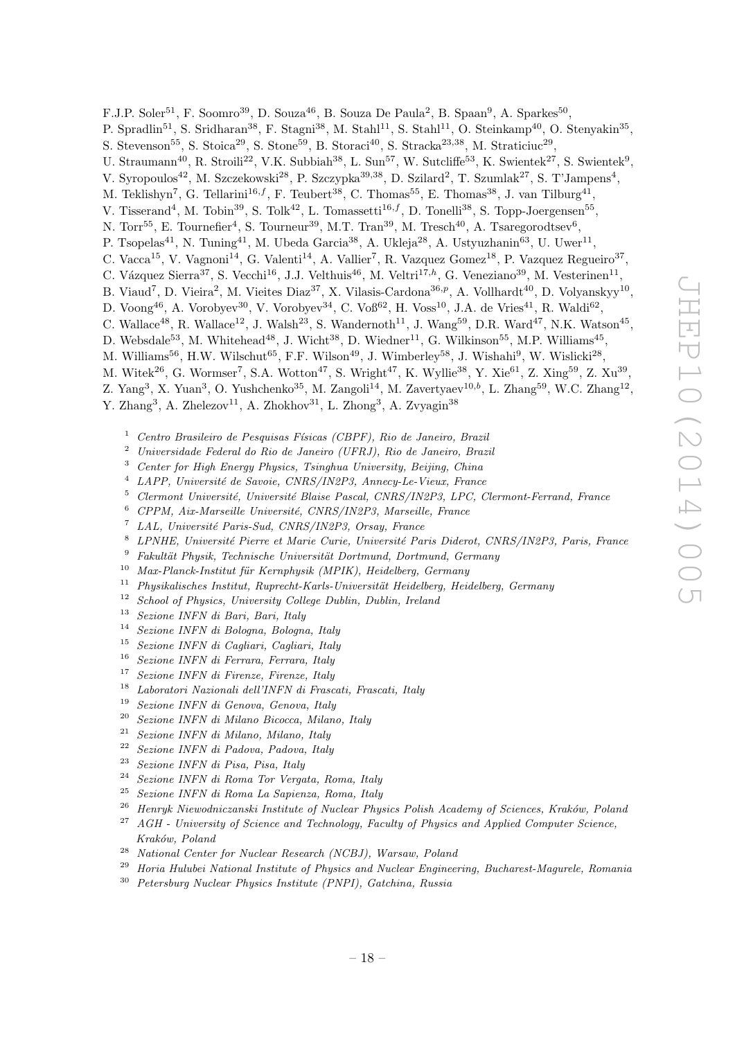F.J.P. Soler[51], F. Soomro[39], D. Souza[46], B. Souza De Paula[2], B. Spaan[9], A. Sparkes[50], P. Spradlin[51], S. Sridharan[38], F. Stagni[38], M. Stahl[11], S. Stahl[11], O. Steinkamp[40], O. Stenyakin[35], S. Stevenson[55], S. Stoica[29], S. Stone[59], B. Storaci[40], S. Stracka[23,38], M. Straticiuc[29], U. Straumann[40], R. Stroili[22], V.K. Subbiah[38], L. Sun[57], W. Sutcliffe[53], K. Swientek[27], S. Swientek[9], V. Syropoulos[42], M. Szczekowski[28], P. Szczypka[39,38], D. Szilard[2], T. Szumlak[27], S. T'Jampens[4], M. Teklishyn[7], G. Tellarini[16,f], F. Teubert[38], C. Thomas[55], E. Thomas[38], J. van Tilburg[41], V. Tisserand[4], M. Tobin[39], S. Tolk[42], L. Tomassetti[16,f], D. Tonelli[38], S. Topp-Joergensen[55], N. Torr[55], E. Tournefier[4], S. Tourneur[39], M.T. Tran[39], M. Tresch[40], A. Tsaregorodtsev[6], P. Tsopelas[41], N. Tuning[41], M. Ubeda Garcia[38], A. Ukleja[28], A. Ustyuzhanin[63], U. Uwer[11], C. Vacca[15], V. Vagnoni[14], G. Valenti[14], A. Vallier[7], R. Vazquez Gomez[18], P. Vazquez Regueiro[37], C. Vázquez Sierra[37], S. Vecchi[16], J.J. Velthuis[46], M. Veltri[17,h], G. Veneziano[39], M. Vesterinen[11], B. Viaud[7], D. Vieira[2], M. Vieites Diaz[37], X. Vilasis-Cardona[36,p], A. Vollhardt[40], D. Volyanskyy[10], D. Voong[46], A. Vorobyev[30], V. Vorobyev[34], C. Voß[62], H. Voss[10], J.A. de Vries[41], R. Waldi[62], C. Wallace[48], R. Wallace[12], J. Walsh[23], S. Wandernoth[11], J. Wang[59], D.R. Ward[47], N.K. Watson[45], D. Websdale[53], M. Whitehead[48], J. Wicht[38], D. Wiedner[11], G. Wilkinson[55], M.P. Williams[45], M. Williams[56], H.W. Wilschut[65], F.F. Wilson[49], J. Wimberley[58], J. Wishahi[9], W. Wislicki[28], M. Witek[26], G. Wormser[7], S.A. Wotton[47], S. Wright[47], K. Wyllie[38], Y. Xie[61], Z. Xing[59], Z. Xu[39], Z. Yang[3], X. Yuan[3], O. Yushchenko[35], M. Zangoli[14], M. Zavertyaev[10,b], L. Zhang[59], W.C. Zhang[12], Y. Zhang[3], A. Zhelezov[11], A. Zhokhov[31], L. Zhong[3], A. Zvyagin[38]

[1] *Centro Brasileiro de Pesquisas Físicas (CBPF), Rio de Janeiro, Brazil*
[2] *Universidade Federal do Rio de Janeiro (UFRJ), Rio de Janeiro, Brazil*
[3] *Center for High Energy Physics, Tsinghua University, Beijing, China*
[4] *LAPP, Université de Savoie, CNRS/IN2P3, Annecy-Le-Vieux, France*
[5] *Clermont Université, Université Blaise Pascal, CNRS/IN2P3, LPC, Clermont-Ferrand, France*
[6] *CPPM, Aix-Marseille Université, CNRS/IN2P3, Marseille, France*
[7] *LAL, Université Paris-Sud, CNRS/IN2P3, Orsay, France*
[8] *LPNHE, Université Pierre et Marie Curie, Université Paris Diderot, CNRS/IN2P3, Paris, France*
[9] *Fakultät Physik, Technische Universität Dortmund, Dortmund, Germany*
[10] *Max-Planck-Institut für Kernphysik (MPIK), Heidelberg, Germany*
[11] *Physikalisches Institut, Ruprecht-Karls-Universität Heidelberg, Heidelberg, Germany*
[12] *School of Physics, University College Dublin, Dublin, Ireland*
[13] *Sezione INFN di Bari, Bari, Italy*
[14] *Sezione INFN di Bologna, Bologna, Italy*
[15] *Sezione INFN di Cagliari, Cagliari, Italy*
[16] *Sezione INFN di Ferrara, Ferrara, Italy*
[17] *Sezione INFN di Firenze, Firenze, Italy*
[18] *Laboratori Nazionali dell'INFN di Frascati, Frascati, Italy*
[19] *Sezione INFN di Genova, Genova, Italy*
[20] *Sezione INFN di Milano Bicocca, Milano, Italy*
[21] *Sezione INFN di Milano, Milano, Italy*
[22] *Sezione INFN di Padova, Padova, Italy*
[23] *Sezione INFN di Pisa, Pisa, Italy*
[24] *Sezione INFN di Roma Tor Vergata, Roma, Italy*
[25] *Sezione INFN di Roma La Sapienza, Roma, Italy*
[26] *Henryk Niewodniczanski Institute of Nuclear Physics Polish Academy of Sciences, Kraków, Poland*
[27] *AGH - University of Science and Technology, Faculty of Physics and Applied Computer Science, Kraków, Poland*
[28] *National Center for Nuclear Research (NCBJ), Warsaw, Poland*
[29] *Horia Hulubei National Institute of Physics and Nuclear Engineering, Bucharest-Magurele, Romania*
[30] *Petersburg Nuclear Physics Institute (PNPI), Gatchina, Russia*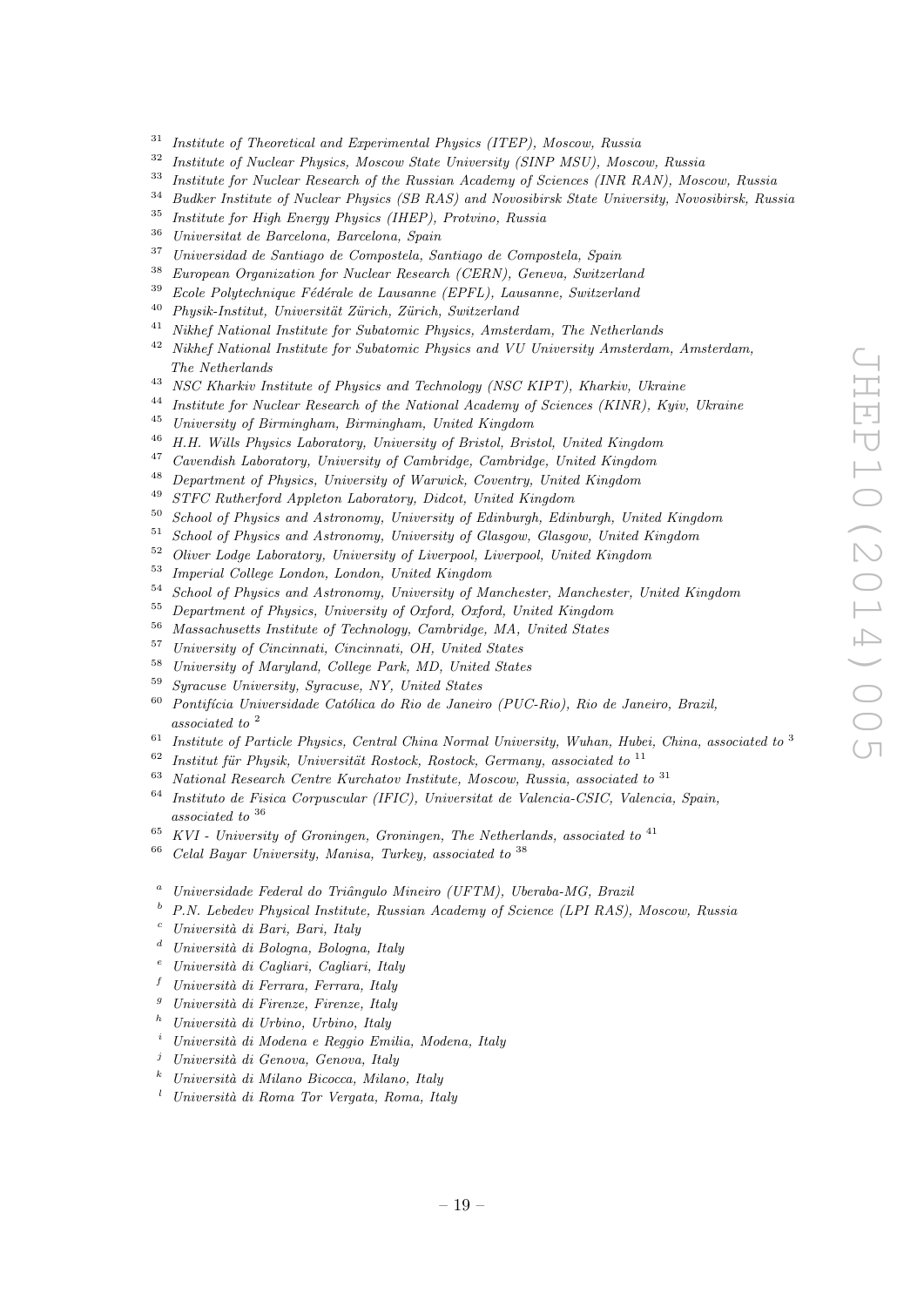[31] *Institute of Theoretical and Experimental Physics (ITEP), Moscow, Russia*
[32] *Institute of Nuclear Physics, Moscow State University (SINP MSU), Moscow, Russia*
[33] *Institute for Nuclear Research of the Russian Academy of Sciences (INR RAN), Moscow, Russia*
[34] *Budker Institute of Nuclear Physics (SB RAS) and Novosibirsk State University, Novosibirsk, Russia*
[35] *Institute for High Energy Physics (IHEP), Protvino, Russia*
[36] *Universitat de Barcelona, Barcelona, Spain*
[37] *Universidad de Santiago de Compostela, Santiago de Compostela, Spain*
[38] *European Organization for Nuclear Research (CERN), Geneva, Switzerland*
[39] *Ecole Polytechnique Fédérale de Lausanne (EPFL), Lausanne, Switzerland*
[40] *Physik-Institut, Universität Zürich, Zürich, Switzerland*
[41] *Nikhef National Institute for Subatomic Physics, Amsterdam, The Netherlands*
[42] *Nikhef National Institute for Subatomic Physics and VU University Amsterdam, Amsterdam, The Netherlands*
[43] *NSC Kharkiv Institute of Physics and Technology (NSC KIPT), Kharkiv, Ukraine*
[44] *Institute for Nuclear Research of the National Academy of Sciences (KINR), Kyiv, Ukraine*
[45] *University of Birmingham, Birmingham, United Kingdom*
[46] *H.H. Wills Physics Laboratory, University of Bristol, Bristol, United Kingdom*
[47] *Cavendish Laboratory, University of Cambridge, Cambridge, United Kingdom*
[48] *Department of Physics, University of Warwick, Coventry, United Kingdom*
[49] *STFC Rutherford Appleton Laboratory, Didcot, United Kingdom*
[50] *School of Physics and Astronomy, University of Edinburgh, Edinburgh, United Kingdom*
[51] *School of Physics and Astronomy, University of Glasgow, Glasgow, United Kingdom*
[52] *Oliver Lodge Laboratory, University of Liverpool, Liverpool, United Kingdom*
[53] *Imperial College London, London, United Kingdom*
[54] *School of Physics and Astronomy, University of Manchester, Manchester, United Kingdom*
[55] *Department of Physics, University of Oxford, Oxford, United Kingdom*
[56] *Massachusetts Institute of Technology, Cambridge, MA, United States*
[57] *University of Cincinnati, Cincinnati, OH, United States*
[58] *University of Maryland, College Park, MD, United States*
[59] *Syracuse University, Syracuse, NY, United States*
[60] *Pontifícia Universidade Católica do Rio de Janeiro (PUC-Rio), Rio de Janeiro, Brazil, associated to* [2]
[61] *Institute of Particle Physics, Central China Normal University, Wuhan, Hubei, China, associated to* [3]
[62] *Institut für Physik, Universität Rostock, Rostock, Germany, associated to* [11]
[63] *National Research Centre Kurchatov Institute, Moscow, Russia, associated to* [31]
[64] *Instituto de Fisica Corpuscular (IFIC), Universitat de Valencia-CSIC, Valencia, Spain, associated to* [36]
[65] *KVI - University of Groningen, Groningen, The Netherlands, associated to* [41]
[66] *Celal Bayar University, Manisa, Turkey, associated to* [38]

[a] *Universidade Federal do Triângulo Mineiro (UFTM), Uberaba-MG, Brazil*
[b] *P.N. Lebedev Physical Institute, Russian Academy of Science (LPI RAS), Moscow, Russia*
[c] *Università di Bari, Bari, Italy*
[d] *Università di Bologna, Bologna, Italy*
[e] *Università di Cagliari, Cagliari, Italy*
[f] *Università di Ferrara, Ferrara, Italy*
[g] *Università di Firenze, Firenze, Italy*
[h] *Università di Urbino, Urbino, Italy*
[i] *Università di Modena e Reggio Emilia, Modena, Italy*
[j] *Università di Genova, Genova, Italy*
[k] *Università di Milano Bicocca, Milano, Italy*
[l] *Università di Roma Tor Vergata, Roma, Italy*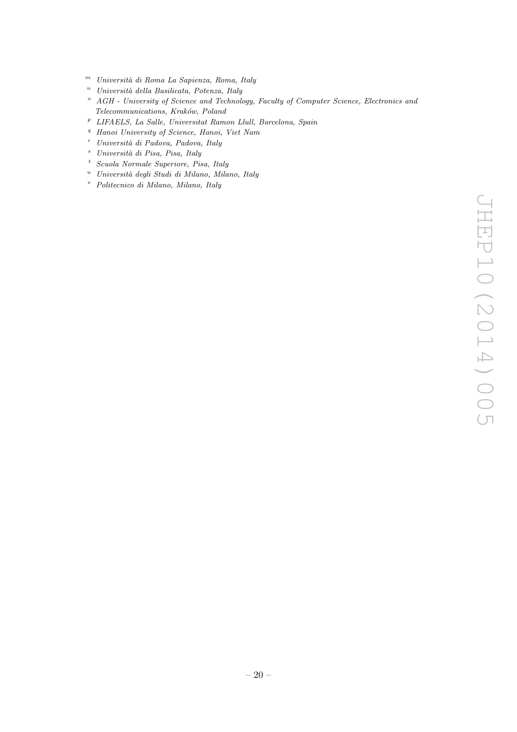[m] *Università di Roma La Sapienza, Roma, Italy*
[n] *Università della Basilicata, Potenza, Italy*
[o] *AGH - University of Science and Technology, Faculty of Computer Science, Electronics and Telecommunications, Kraków, Poland*
[p] *LIFAELS, La Salle, Universitat Ramon Llull, Barcelona, Spain*
[q] *Hanoi University of Science, Hanoi, Viet Nam*
[r] *Università di Padova, Padova, Italy*
[s] *Università di Pisa, Pisa, Italy*
[t] *Scuola Normale Superiore, Pisa, Italy*
[u] *Università degli Studi di Milano, Milano, Italy*
[v] *Politecnico di Milano, Milano, Italy*